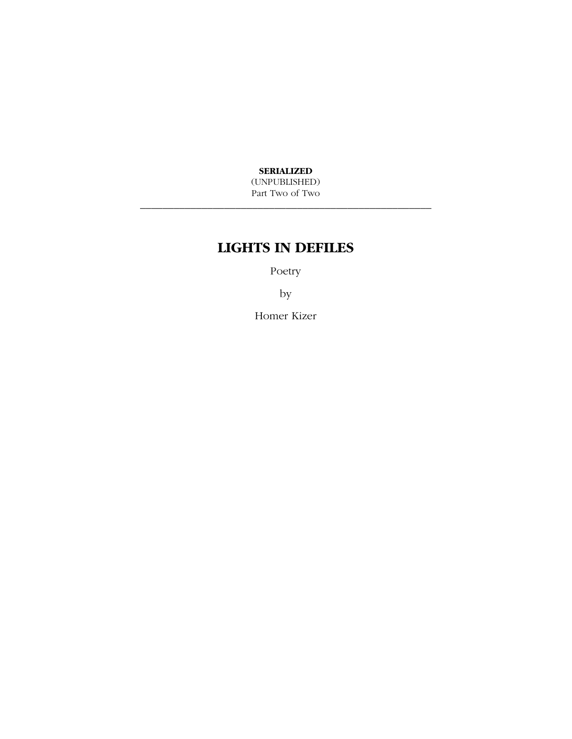**SERIALIZED**
(UNPUBLISHED)
Part Two of Two

---

# LIGHTS IN DEFILES

Poetry

by

Homer Kizer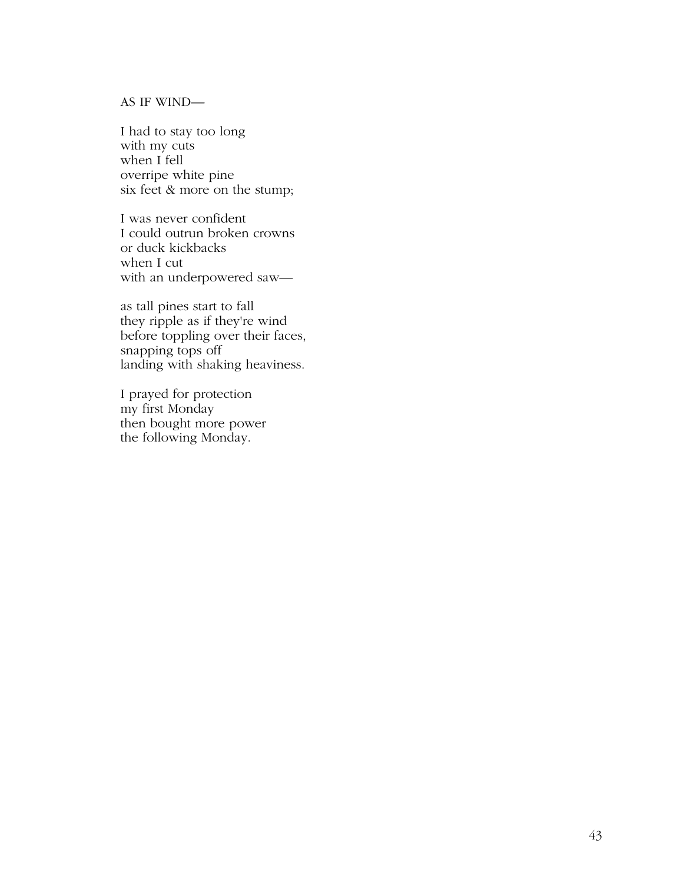AS IF WIND—

I had to stay too long  
with my cuts  
when I fell  
overripe white pine  
six feet & more on the stump;

I was never confident  
I could outrun broken crowns  
or duck kickbacks  
when I cut  
with an underpowered saw—

as tall pines start to fall  
they ripple as if they're wind  
before toppling over their faces,  
snapping tops off  
landing with shaking heaviness.

I prayed for protection  
my first Monday  
then bought more power  
the following Monday.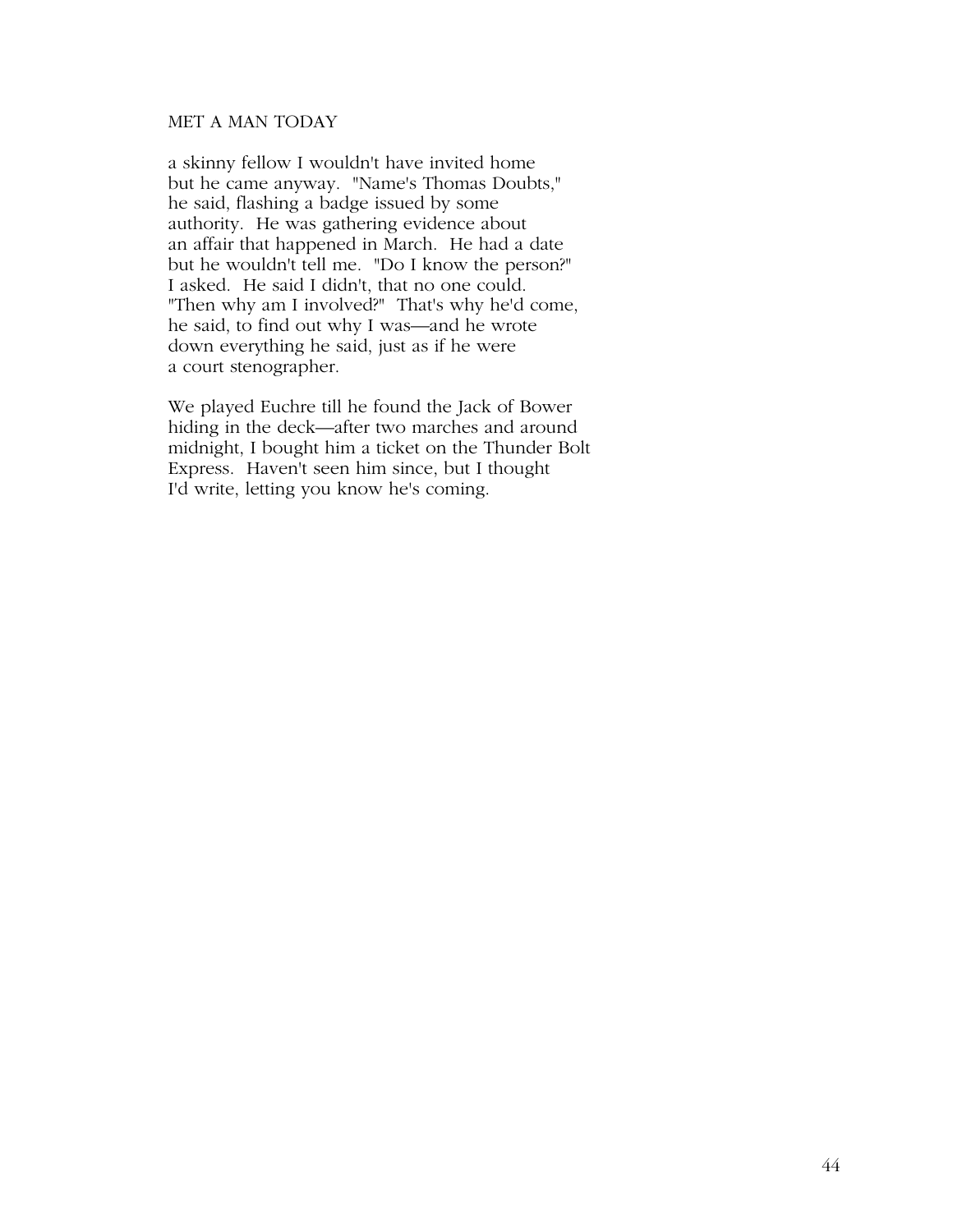MET A MAN TODAY

a skinny fellow I wouldn't have invited home
but he came anyway. "Name's Thomas Doubts,"
he said, flashing a badge issued by some
authority. He was gathering evidence about
an affair that happened in March. He had a date
but he wouldn't tell me. "Do I know the person?"
I asked. He said I didn't, that no one could.
"Then why am I involved?" That's why he'd come,
he said, to find out why I was—and he wrote
down everything he said, just as if he were
a court stenographer.

We played Euchre till he found the Jack of Bower
hiding in the deck—after two marches and around
midnight, I bought him a ticket on the Thunder Bolt
Express. Haven't seen him since, but I thought
I'd write, letting you know he's coming.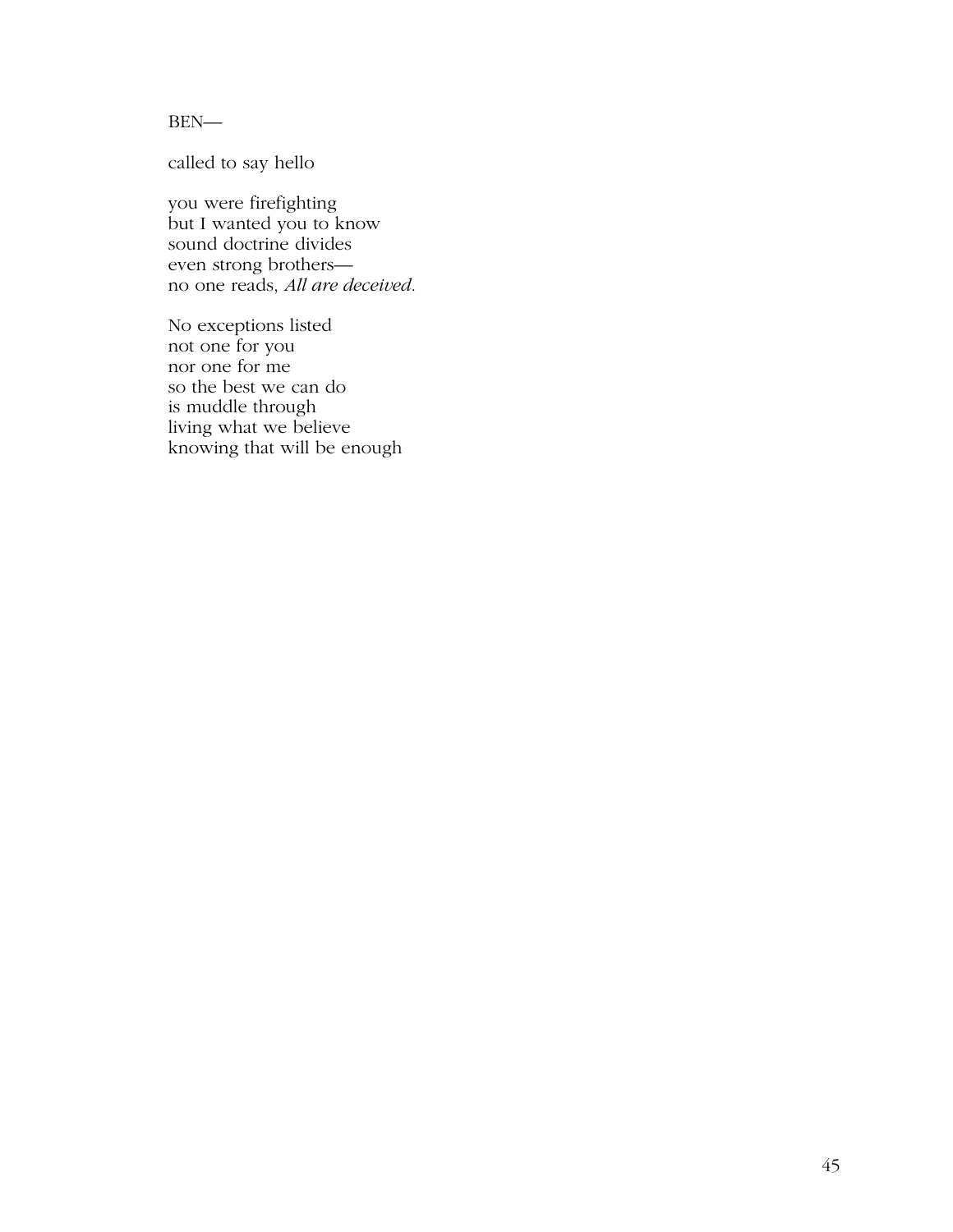BEN—

called to say hello

you were firefighting  
but I wanted you to know  
sound doctrine divides  
even strong brothers—  
no one reads, *All are deceived.*

No exceptions listed  
not one for you  
nor one for me  
so the best we can do  
is muddle through  
living what we believe  
knowing that will be enough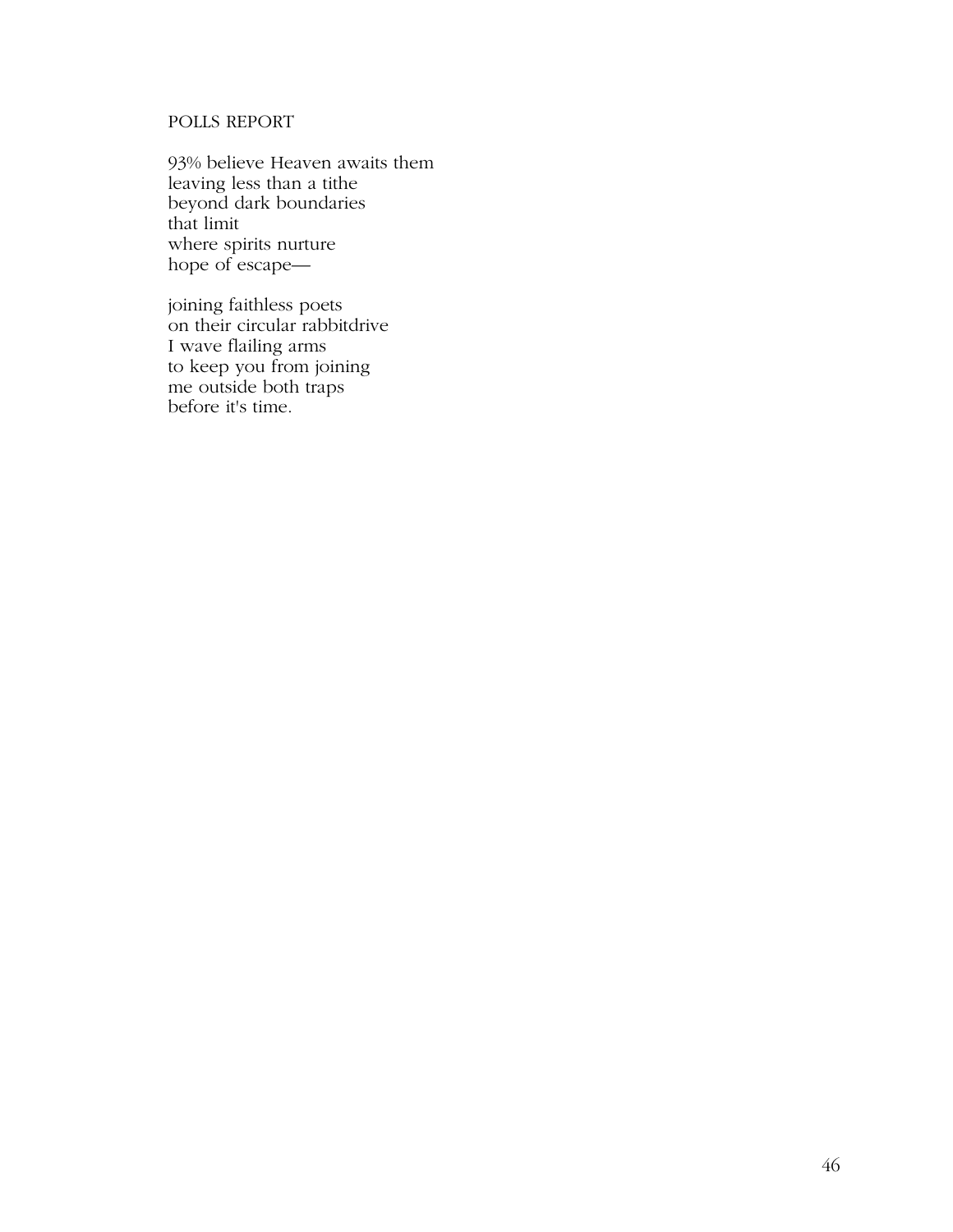## POLLS REPORT

93% believe Heaven awaits them
leaving less than a tithe
beyond dark boundaries
that limit
where spirits nurture
hope of escape—

joining faithless poets
on their circular rabbitdrive
I wave flailing arms
to keep you from joining
me outside both traps
before it's time.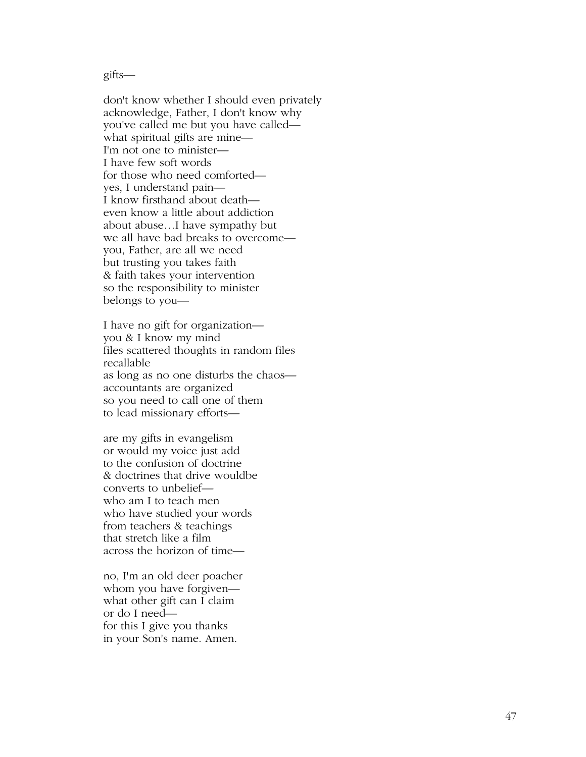gifts—

don't know whether I should even privately  
acknowledge, Father, I don't know why  
you've called me but you have called—  
what spiritual gifts are mine—  
I'm not one to minister—  
I have few soft words  
for those who need comforted—  
yes, I understand pain—  
I know firsthand about death—  
even know a little about addiction  
about abuse…I have sympathy but  
we all have bad breaks to overcome—  
you, Father, are all we need  
but trusting you takes faith  
& faith takes your intervention  
so the responsibility to minister  
belongs to you—

I have no gift for organization—  
you & I know my mind  
files scattered thoughts in random files  
recallable  
as long as no one disturbs the chaos—  
accountants are organized  
so you need to call one of them  
to lead missionary efforts—

are my gifts in evangelism  
or would my voice just add  
to the confusion of doctrine  
& doctrines that drive wouldbe  
converts to unbelief—  
who am I to teach men  
who have studied your words  
from teachers & teachings  
that stretch like a film  
across the horizon of time—

no, I'm an old deer poacher  
whom you have forgiven—  
what other gift can I claim  
or do I need—  
for this I give you thanks  
in your Son's name. Amen.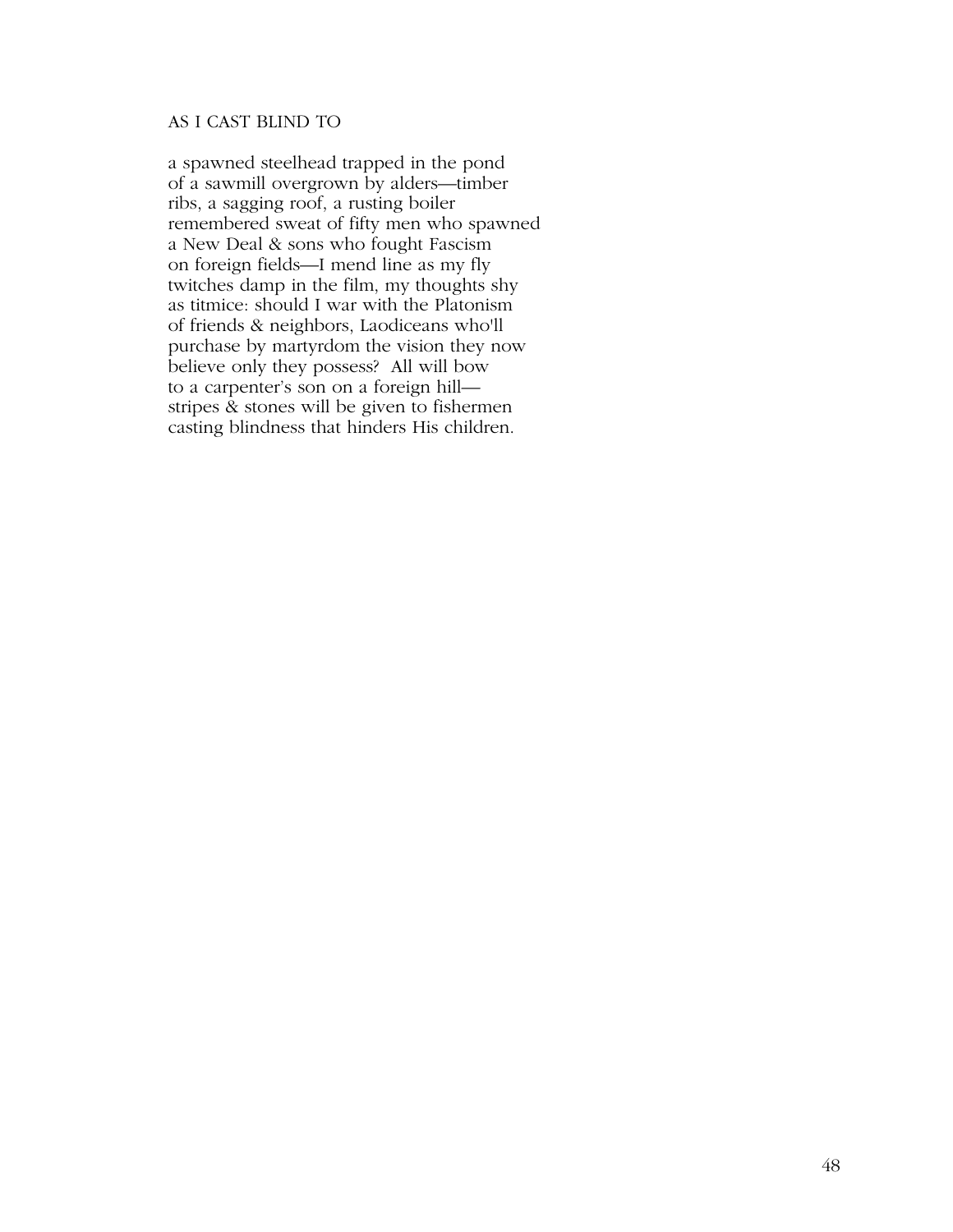## AS I CAST BLIND TO

a spawned steelhead trapped in the pond  
of a sawmill overgrown by alders—timber  
ribs, a sagging roof, a rusting boiler  
remembered sweat of fifty men who spawned  
a New Deal & sons who fought Fascism  
on foreign fields—I mend line as my fly  
twitches damp in the film, my thoughts shy  
as titmice: should I war with the Platonism  
of friends & neighbors, Laodiceans who'll  
purchase by martyrdom the vision they now  
believe only they possess? All will bow  
to a carpenter's son on a foreign hill—  
stripes & stones will be given to fishermen  
casting blindness that hinders His children.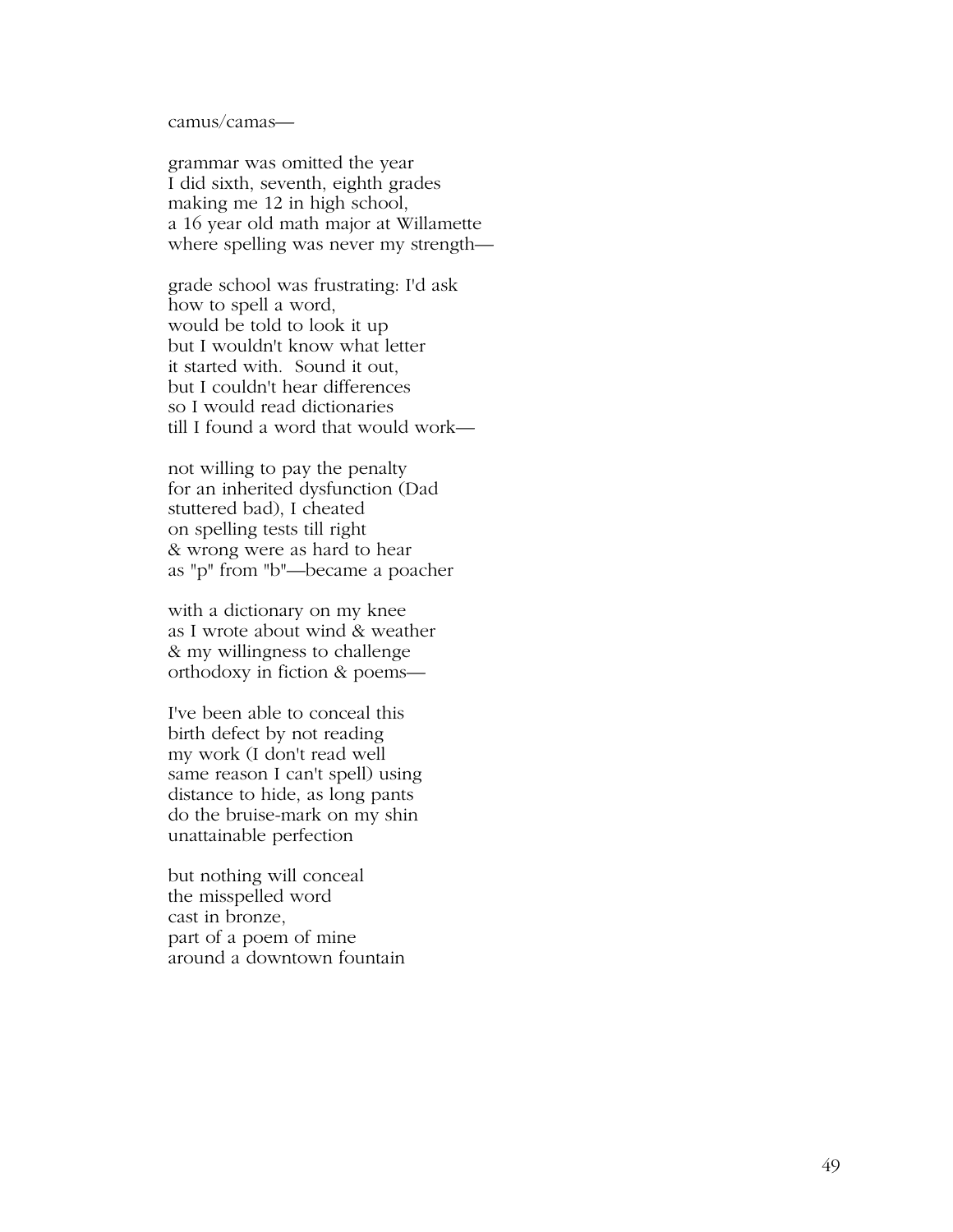camus/camas—

grammar was omitted the year  
I did sixth, seventh, eighth grades  
making me 12 in high school,  
a 16 year old math major at Willamette  
where spelling was never my strength—

grade school was frustrating: I'd ask  
how to spell a word,  
would be told to look it up  
but I wouldn't know what letter  
it started with.  Sound it out,  
but I couldn't hear differences  
so I would read dictionaries  
till I found a word that would work—

not willing to pay the penalty  
for an inherited dysfunction (Dad  
stuttered bad), I cheated  
on spelling tests till right  
& wrong were as hard to hear  
as "p" from "b"—became a poacher

with a dictionary on my knee  
as I wrote about wind & weather  
& my willingness to challenge  
orthodoxy in fiction & poems—

I've been able to conceal this  
birth defect by not reading  
my work (I don't read well  
same reason I can't spell) using  
distance to hide, as long pants  
do the bruise-mark on my shin  
unattainable perfection

but nothing will conceal  
the misspelled word  
cast in bronze,  
part of a poem of mine  
around a downtown fountain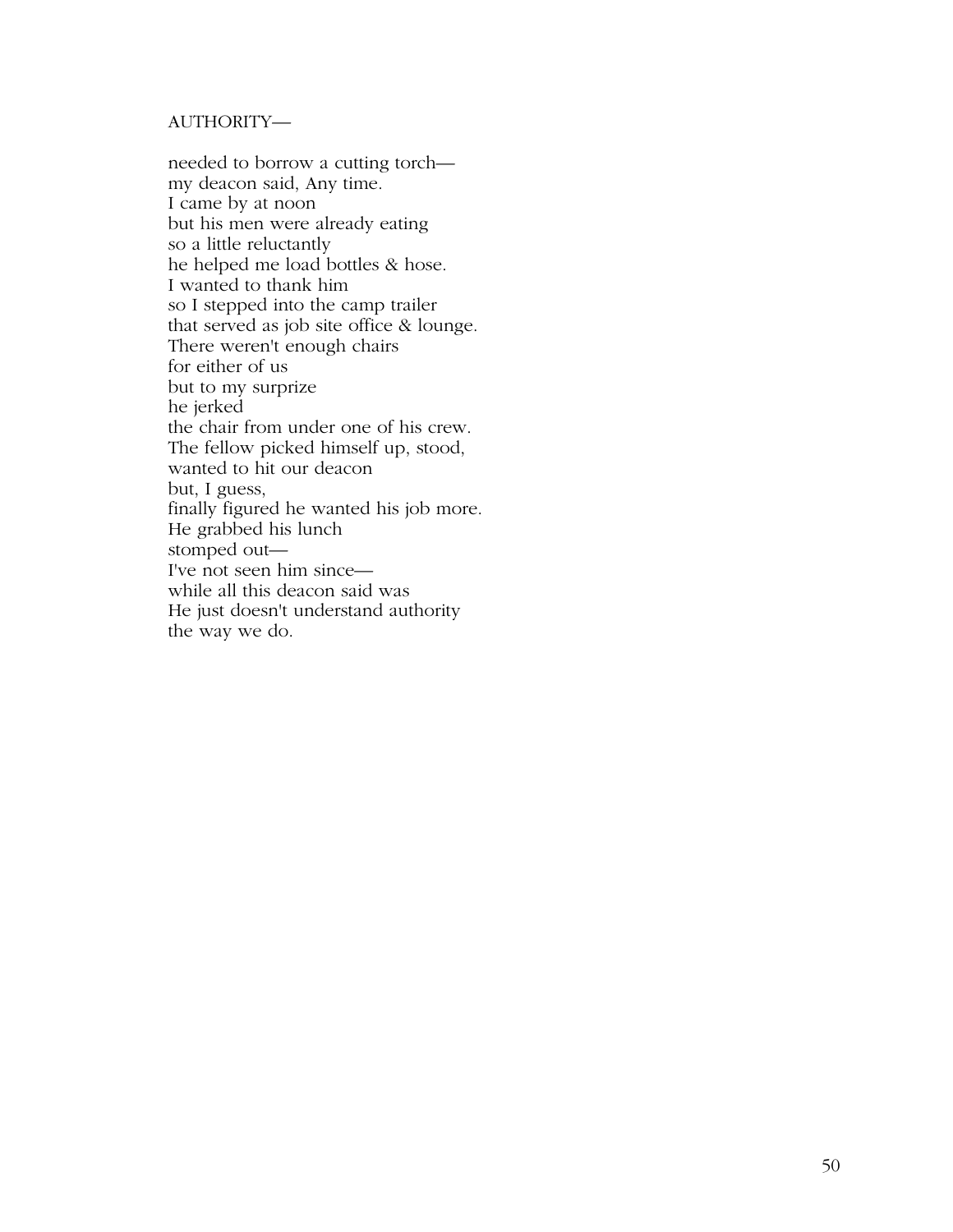AUTHORITY—

needed to borrow a cutting torch—  
my deacon said, Any time.  
I came by at noon  
but his men were already eating  
so a little reluctantly  
he helped me load bottles & hose.  
I wanted to thank him  
so I stepped into the camp trailer  
that served as job site office & lounge.  
There weren't enough chairs  
for either of us  
but to my surprize  
he jerked  
the chair from under one of his crew.  
The fellow picked himself up, stood,  
wanted to hit our deacon  
but, I guess,  
finally figured he wanted his job more.  
He grabbed his lunch  
stomped out—  
I've not seen him since—  
while all this deacon said was  
He just doesn't understand authority  
the way we do.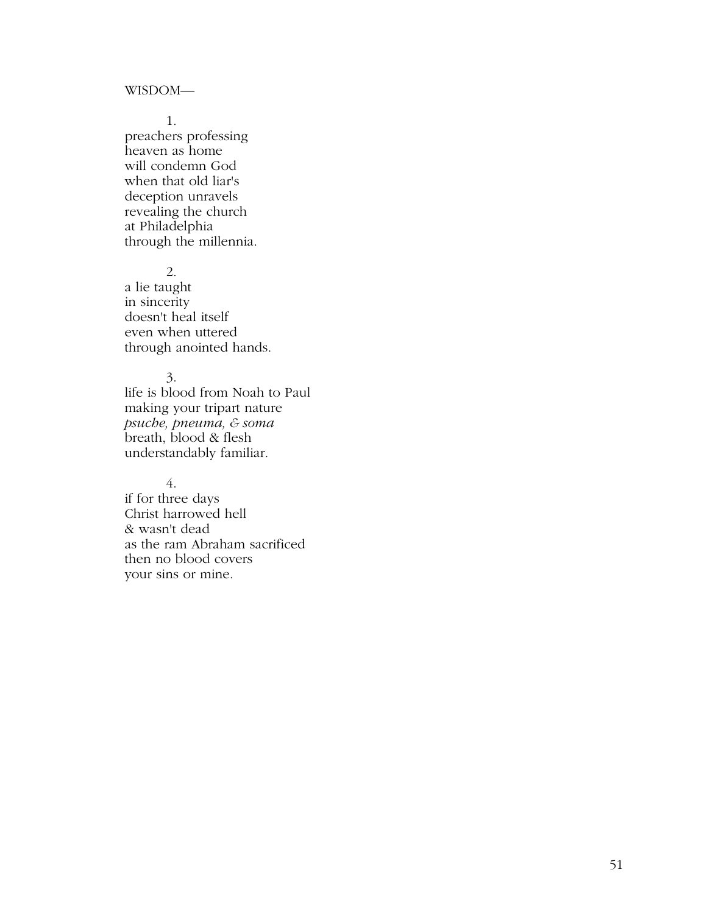WISDOM—

1.

preachers professing
heaven as home
will condemn God
when that old liar's
deception unravels
revealing the church
at Philadelphia
through the millennia.

2.

a lie taught
in sincerity
doesn't heal itself
even when uttered
through anointed hands.

3.

life is blood from Noah to Paul
making your tripart nature
*psuche, pneuma, & soma*
breath, blood & flesh
understandably familiar.

4.

if for three days
Christ harrowed hell
& wasn't dead
as the ram Abraham sacrificed
then no blood covers
your sins or mine.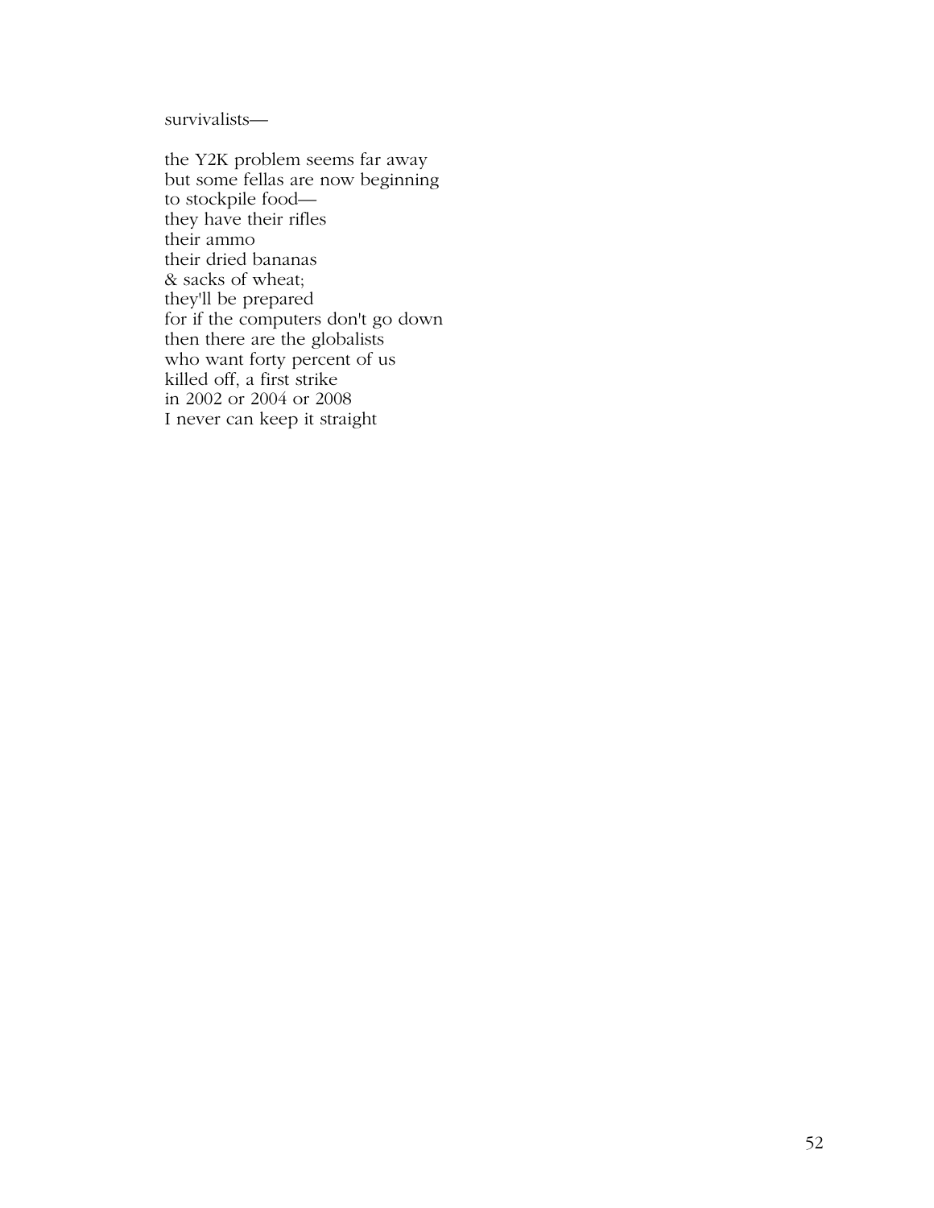survivalists—

the Y2K problem seems far away
but some fellas are now beginning
to stockpile food—
they have their rifles
their ammo
their dried bananas
& sacks of wheat;
they'll be prepared
for if the computers don't go down
then there are the globalists
who want forty percent of us
killed off, a first strike
in 2002 or 2004 or 2008
I never can keep it straight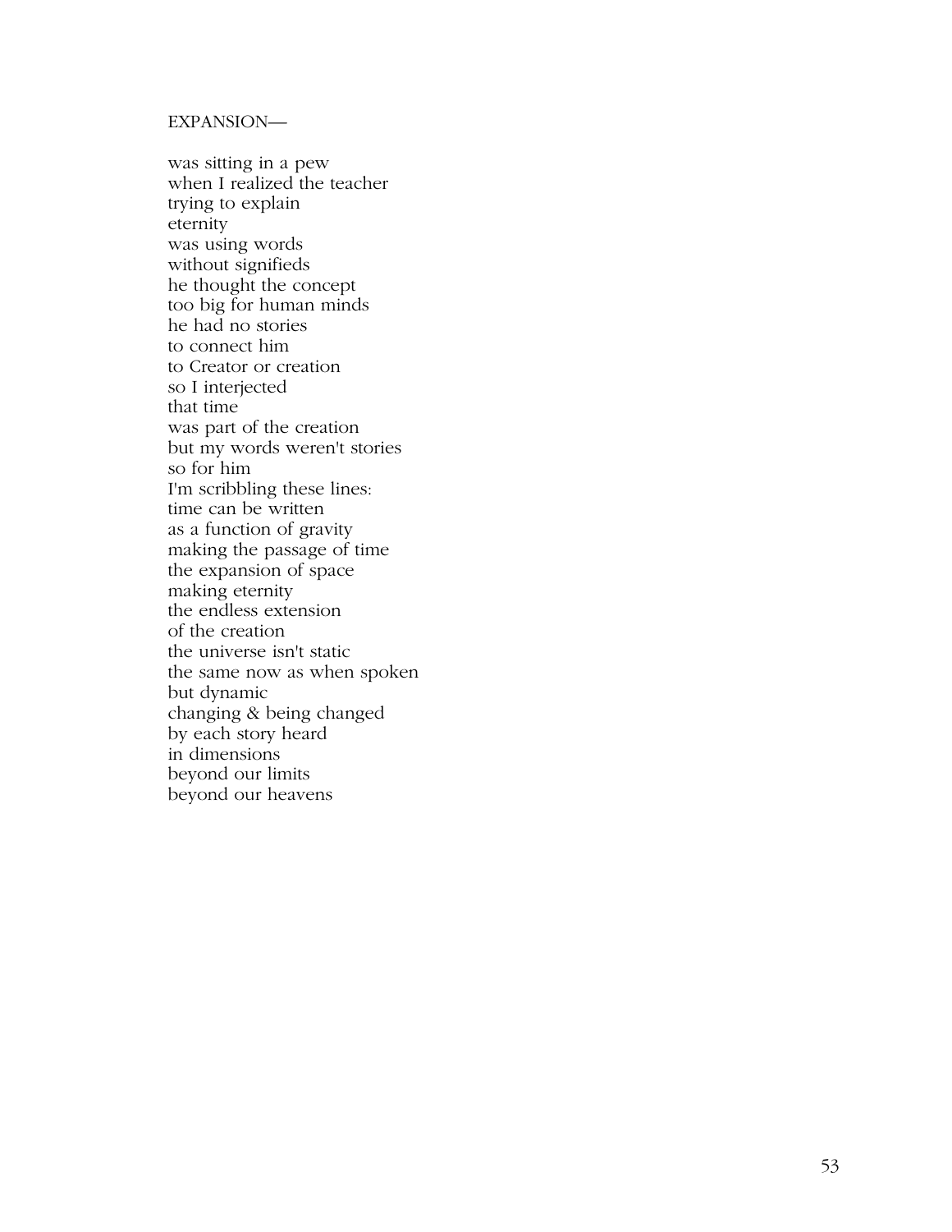EXPANSION—

was sitting in a pew
when I realized the teacher
trying to explain
eternity
was using words
without signifieds
he thought the concept
too big for human minds
he had no stories
to connect him
to Creator or creation
so I interjected
that time
was part of the creation
but my words weren't stories
so for him
I'm scribbling these lines:
time can be written
as a function of gravity
making the passage of time
the expansion of space
making eternity
the endless extension
of the creation
the universe isn't static
the same now as when spoken
but dynamic
changing & being changed
by each story heard
in dimensions
beyond our limits
beyond our heavens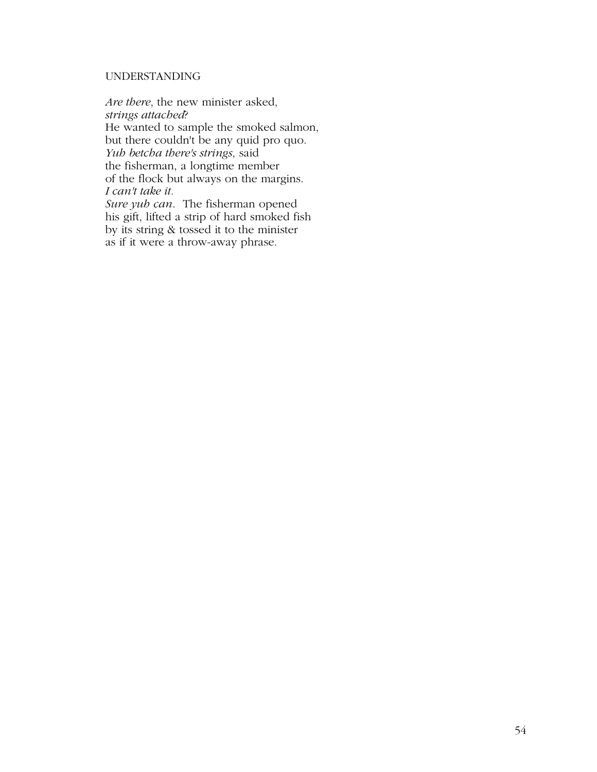UNDERSTANDING

*Are there*, the new minister asked,
*strings attached*?
He wanted to sample the smoked salmon,
but there couldn't be any quid pro quo.
*Yuh betcha there's strings*, said
the fisherman, a longtime member
of the flock but always on the margins.
*I can't take it.*
*Sure yuh can*. The fisherman opened
his gift, lifted a strip of hard smoked fish
by its string & tossed it to the minister
as if it were a throw-away phrase.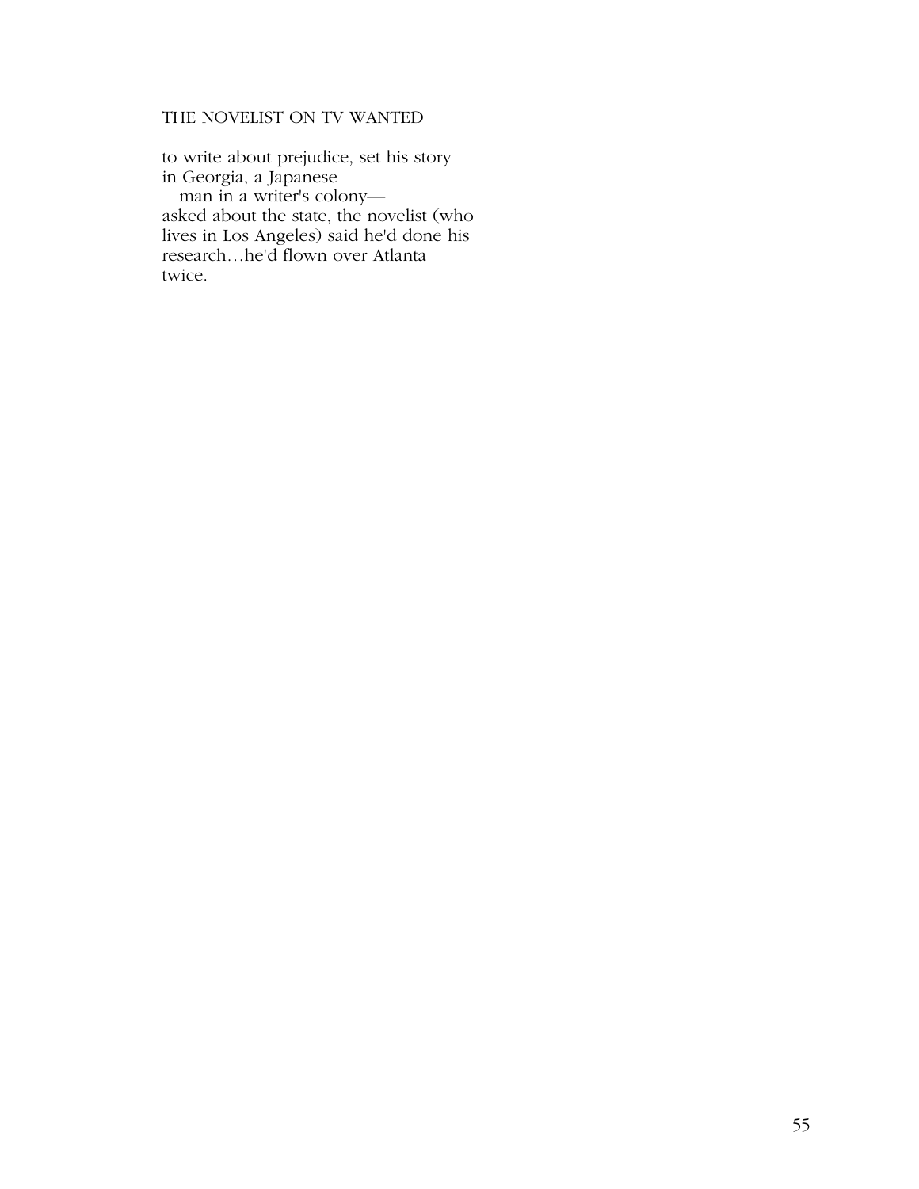## THE NOVELIST ON TV WANTED

to write about prejudice, set his story  
in Georgia, a Japanese  
   man in a writer's colony—  
asked about the state, the novelist (who  
lives in Los Angeles) said he'd done his  
research…he'd flown over Atlanta  
twice.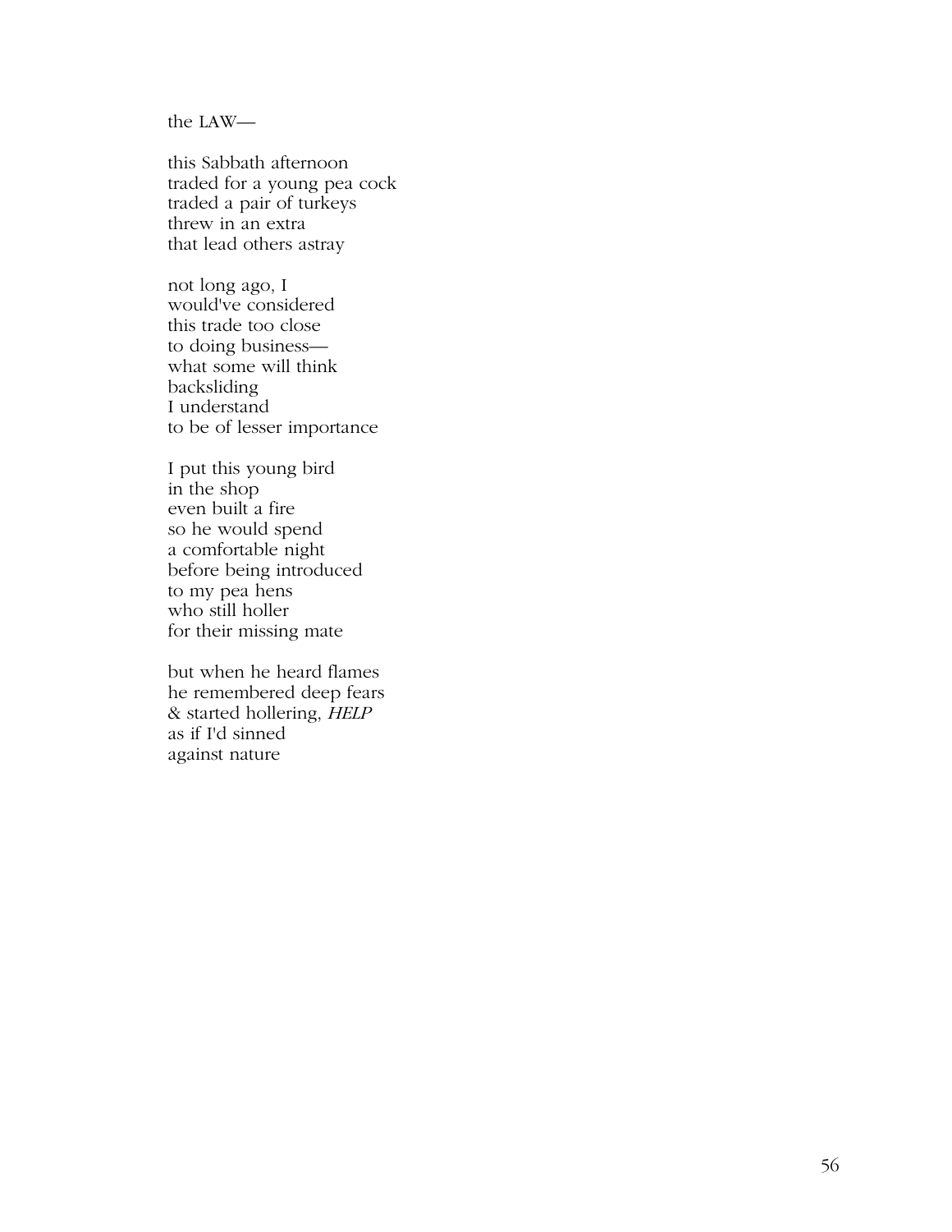the LAW—

this Sabbath afternoon
traded for a young pea cock
traded a pair of turkeys
threw in an extra
that lead others astray

not long ago, I
would've considered
this trade too close
to doing business—
what some will think
backsliding
I understand
to be of lesser importance

I put this young bird
in the shop
even built a fire
so he would spend
a comfortable night
before being introduced
to my pea hens
who still holler
for their missing mate

but when he heard flames
he remembered deep fears
& started hollering, *HELP*
as if I'd sinned
against nature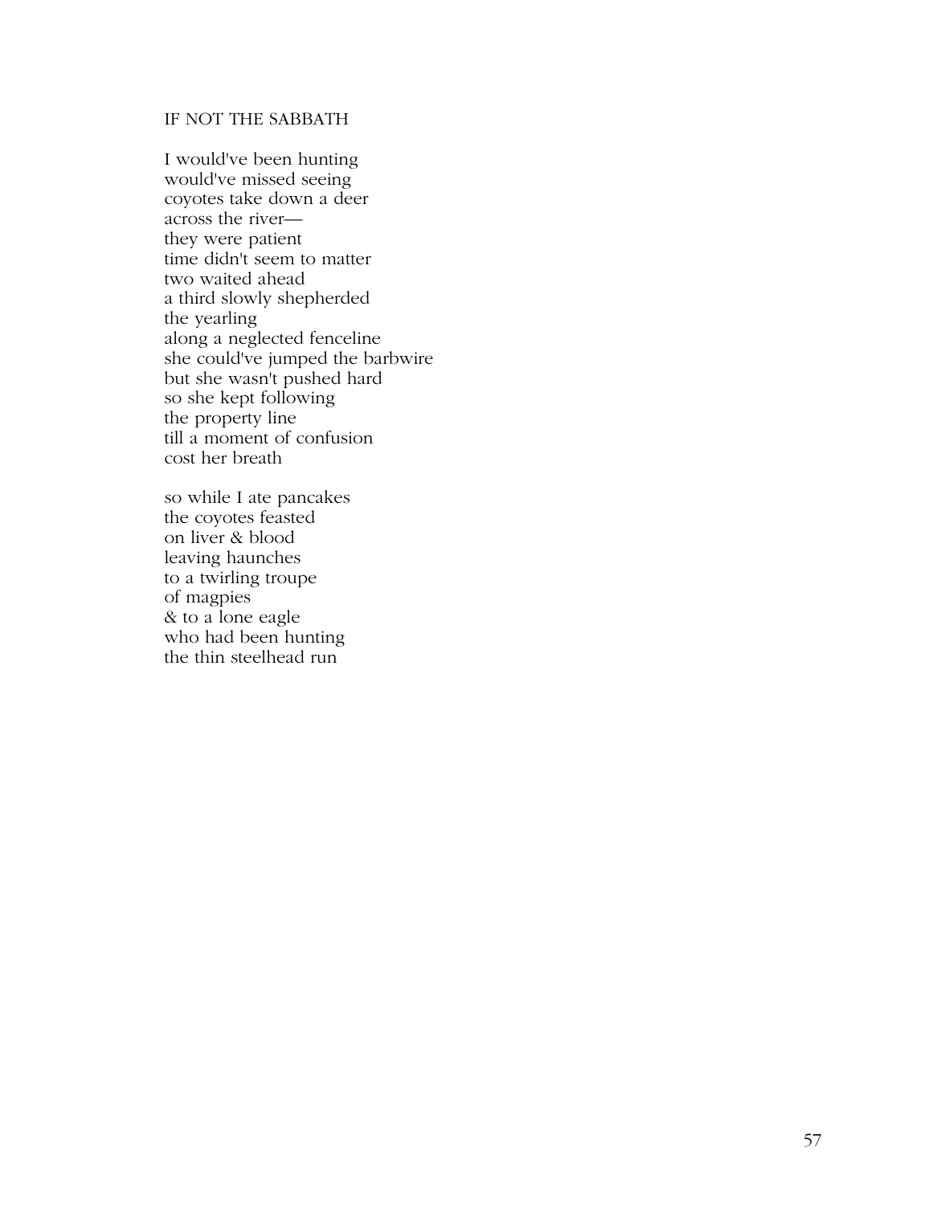## IF NOT THE SABBATH

I would've been hunting  
would've missed seeing  
coyotes take down a deer  
across the river—  
they were patient  
time didn't seem to matter  
two waited ahead  
a third slowly shepherded  
the yearling  
along a neglected fenceline  
she could've jumped the barbwire  
but she wasn't pushed hard  
so she kept following  
the property line  
till a moment of confusion  
cost her breath

so while I ate pancakes  
the coyotes feasted  
on liver & blood  
leaving haunches  
to a twirling troupe  
of magpies  
& to a lone eagle  
who had been hunting  
the thin steelhead run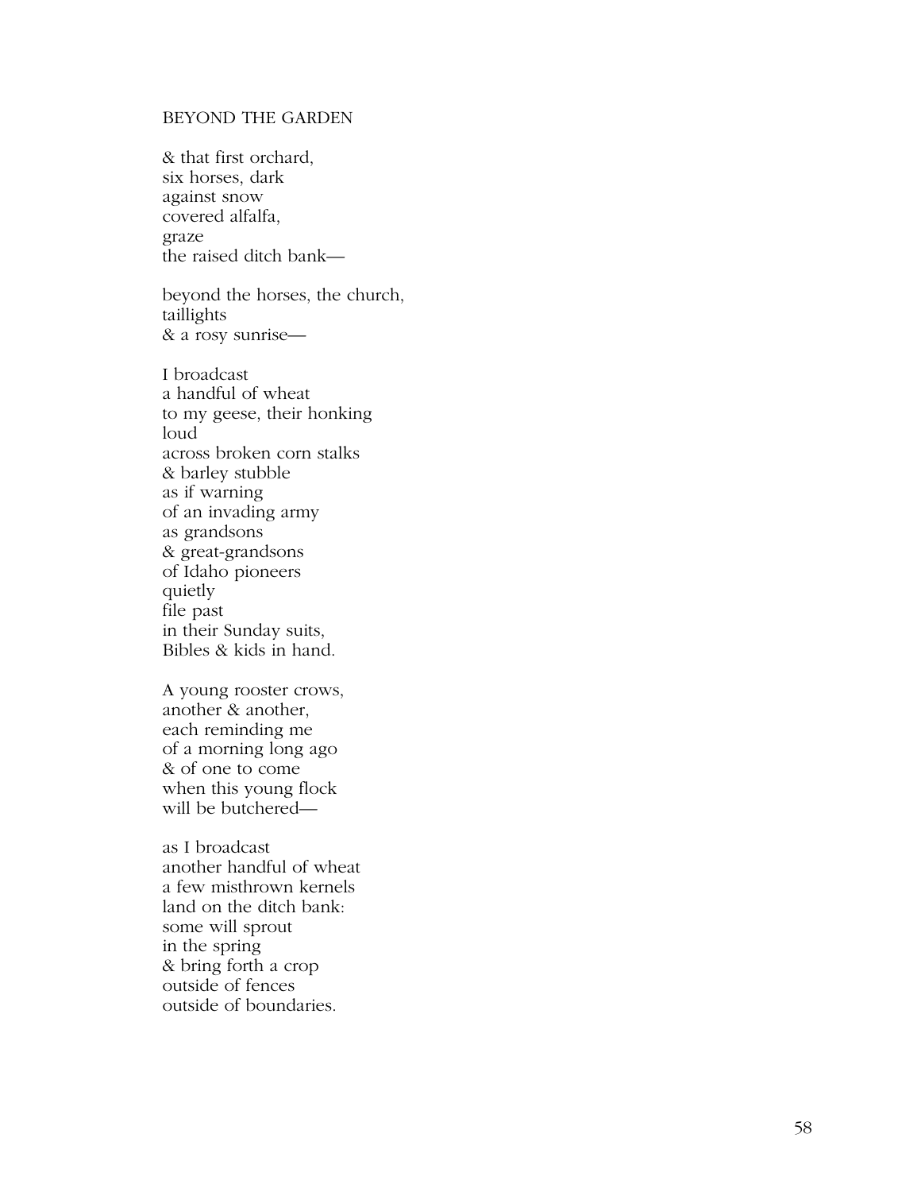## BEYOND THE GARDEN

& that first orchard,  
six horses, dark  
against snow  
covered alfalfa,  
graze  
the raised ditch bank—

beyond the horses, the church,  
taillights  
& a rosy sunrise—

I broadcast  
a handful of wheat  
to my geese, their honking  
loud  
across broken corn stalks  
& barley stubble  
as if warning  
of an invading army  
as grandsons  
& great-grandsons  
of Idaho pioneers  
quietly  
file past  
in their Sunday suits,  
Bibles & kids in hand.

A young rooster crows,  
another & another,  
each reminding me  
of a morning long ago  
& of one to come  
when this young flock  
will be butchered—

as I broadcast  
another handful of wheat  
a few misthrown kernels  
land on the ditch bank:  
some will sprout  
in the spring  
& bring forth a crop  
outside of fences  
outside of boundaries.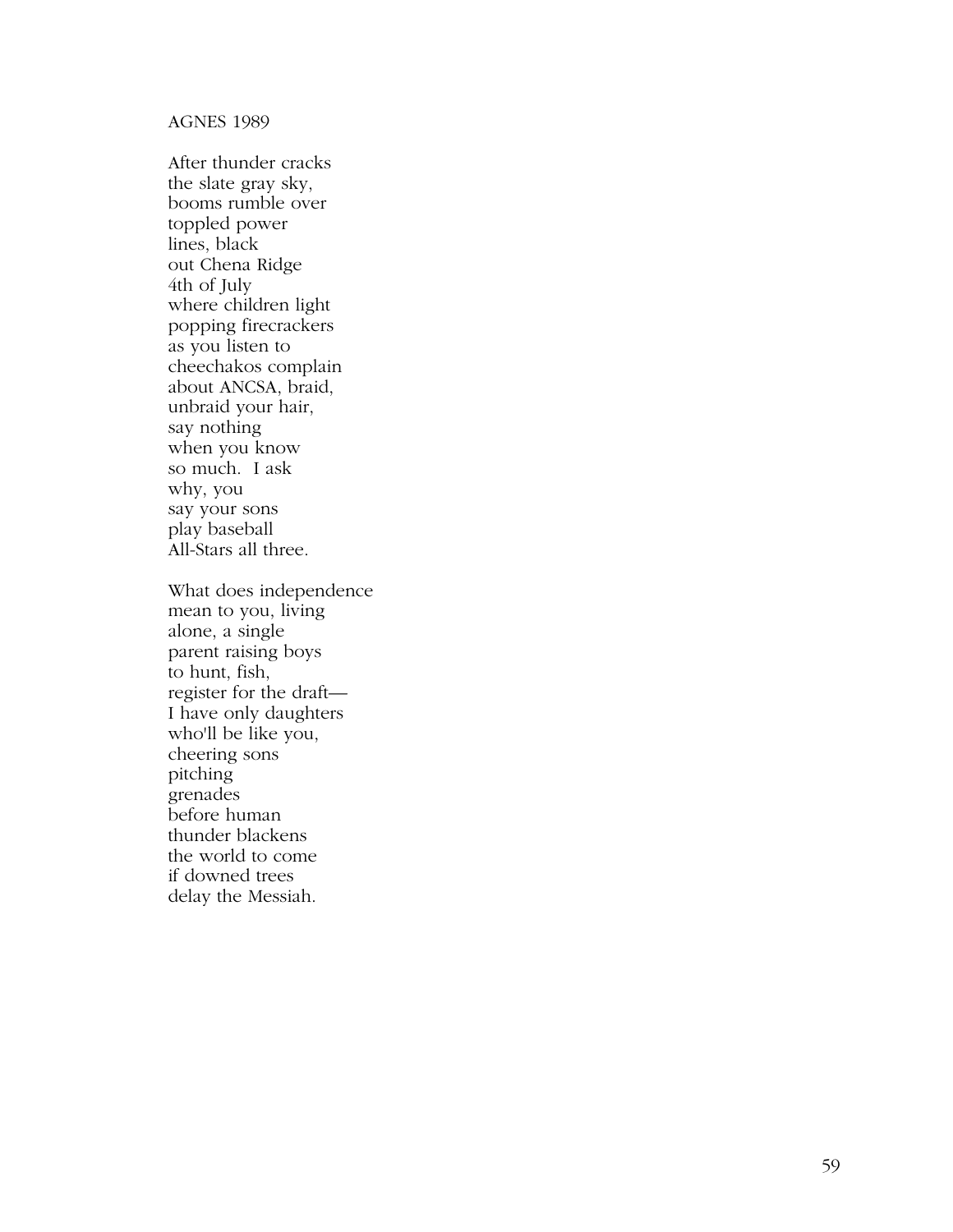AGNES 1989

After thunder cracks  
the slate gray sky,  
booms rumble over  
toppled power  
lines, black  
out Chena Ridge  
4th of July  
where children light  
popping firecrackers  
as you listen to  
cheechakos complain  
about ANCSA, braid,  
unbraid your hair,  
say nothing  
when you know  
so much. I ask  
why, you  
say your sons  
play baseball  
All-Stars all three.

What does independence  
mean to you, living  
alone, a single  
parent raising boys  
to hunt, fish,  
register for the draft—  
I have only daughters  
who'll be like you,  
cheering sons  
pitching  
grenades  
before human  
thunder blackens  
the world to come  
if downed trees  
delay the Messiah.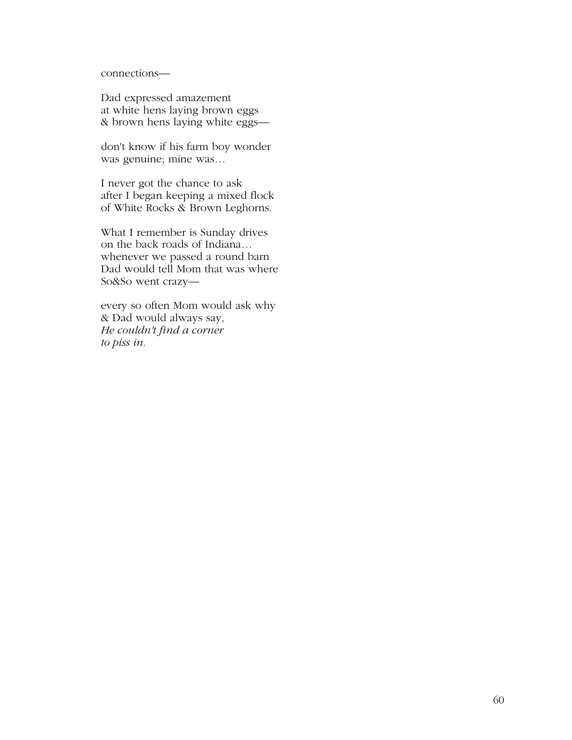connections—

Dad expressed amazement
at white hens laying brown eggs
& brown hens laying white eggs—

don't know if his farm boy wonder
was genuine; mine was…

I never got the chance to ask
after I began keeping a mixed flock
of White Rocks & Brown Leghorns.

What I remember is Sunday drives
on the back roads of Indiana…
whenever we passed a round barn
Dad would tell Mom that was where
So&So went crazy—

every so often Mom would ask why
& Dad would always say,
*He couldn't find a corner*
*to piss in.*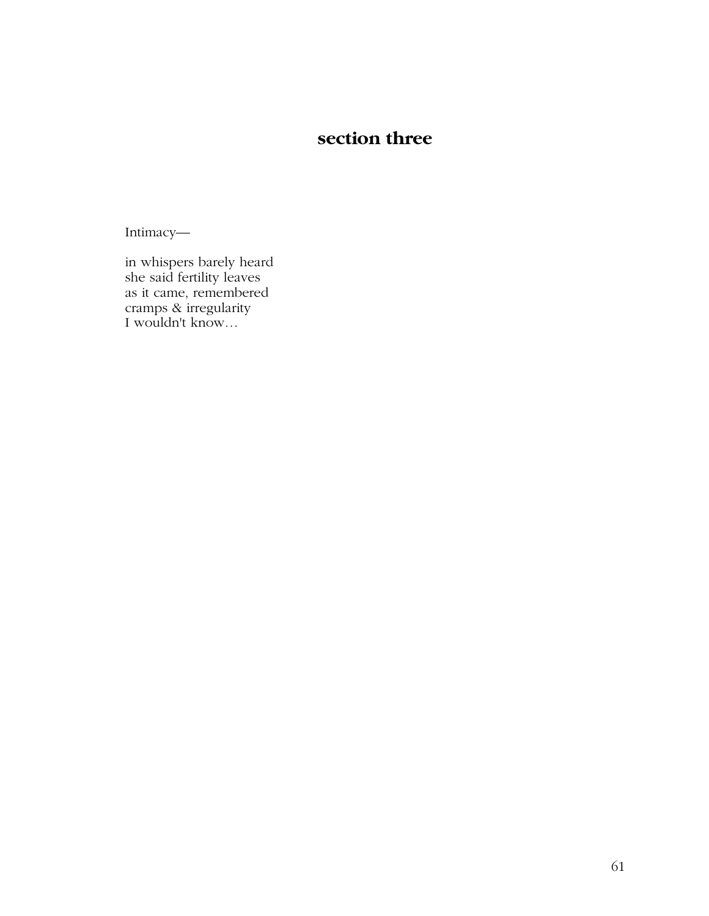## section three

Intimacy—

in whispers barely heard  
she said fertility leaves  
as it came, remembered  
cramps & irregularity  
I wouldn't know…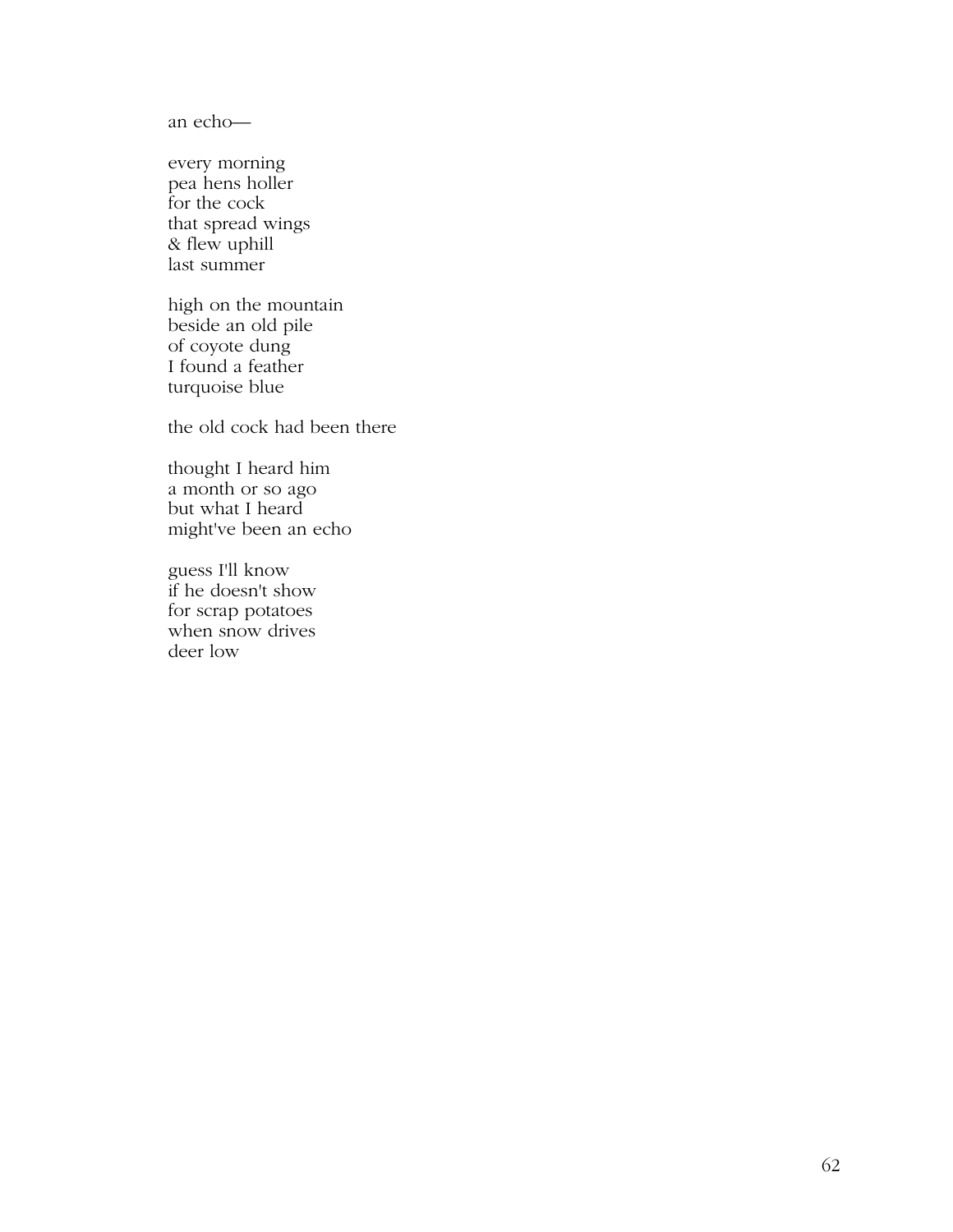an echo—

every morning  
pea hens holler  
for the cock  
that spread wings  
& flew uphill  
last summer

high on the mountain  
beside an old pile  
of coyote dung  
I found a feather  
turquoise blue

the old cock had been there

thought I heard him  
a month or so ago  
but what I heard  
might've been an echo

guess I'll know  
if he doesn't show  
for scrap potatoes  
when snow drives  
deer low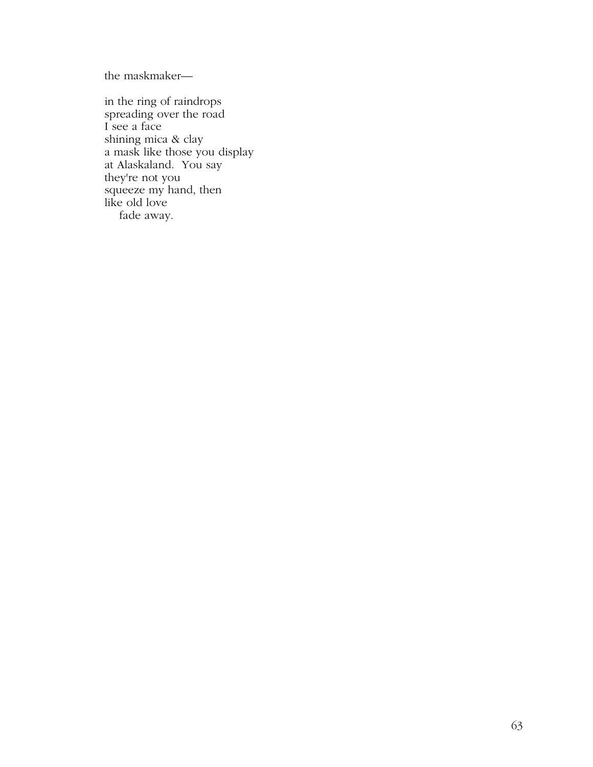the maskmaker—

in the ring of raindrops
spreading over the road
I see a face
shining mica & clay
a mask like those you display
at Alaskaland.  You say
they're not you
squeeze my hand, then
like old love
    fade away.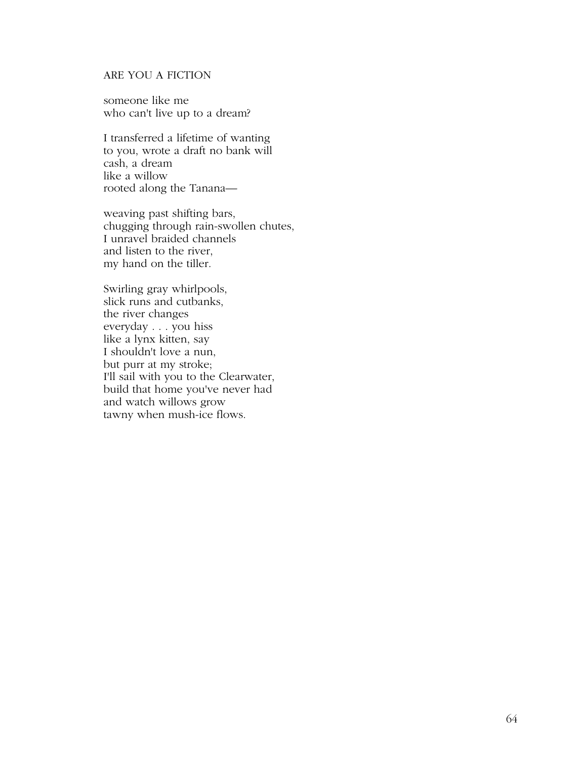## ARE YOU A FICTION

someone like me  
who can't live up to a dream?

I transferred a lifetime of wanting  
to you, wrote a draft no bank will  
cash, a dream  
like a willow  
rooted along the Tanana—

weaving past shifting bars,  
chugging through rain-swollen chutes,  
I unravel braided channels  
and listen to the river,  
my hand on the tiller.

Swirling gray whirlpools,  
slick runs and cutbanks,  
the river changes  
everyday . . . you hiss  
like a lynx kitten, say  
I shouldn't love a nun,  
but purr at my stroke;  
I'll sail with you to the Clearwater,  
build that home you've never had  
and watch willows grow  
tawny when mush-ice flows.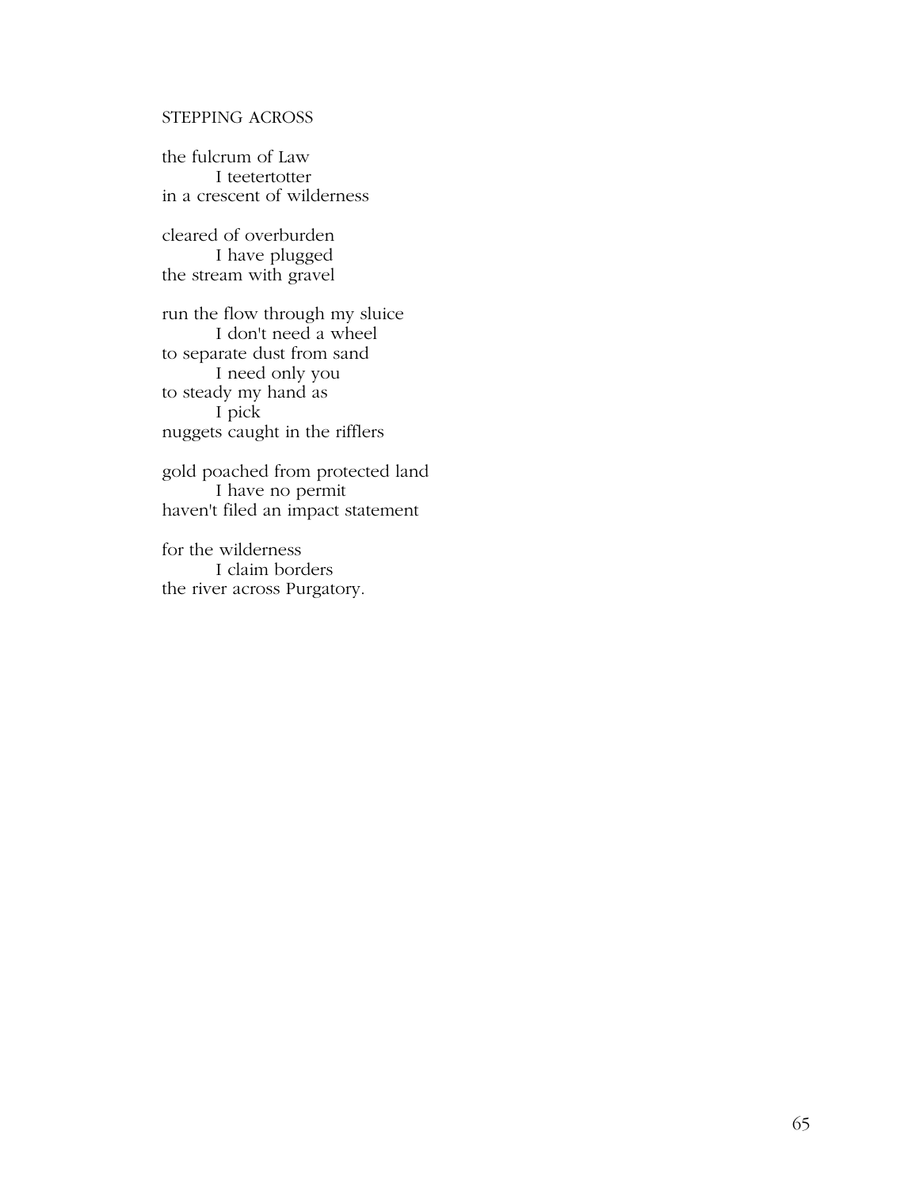STEPPING ACROSS

the fulcrum of Law  
&nbsp;&nbsp;&nbsp;&nbsp;&nbsp;&nbsp;&nbsp;&nbsp;I teetertotter  
in a crescent of wilderness

cleared of overburden  
&nbsp;&nbsp;&nbsp;&nbsp;&nbsp;&nbsp;&nbsp;&nbsp;I have plugged  
the stream with gravel

run the flow through my sluice  
&nbsp;&nbsp;&nbsp;&nbsp;&nbsp;&nbsp;&nbsp;&nbsp;I don't need a wheel  
to separate dust from sand  
&nbsp;&nbsp;&nbsp;&nbsp;&nbsp;&nbsp;&nbsp;&nbsp;I need only you  
to steady my hand as  
&nbsp;&nbsp;&nbsp;&nbsp;&nbsp;&nbsp;&nbsp;&nbsp;I pick  
nuggets caught in the rifflers

gold poached from protected land  
&nbsp;&nbsp;&nbsp;&nbsp;&nbsp;&nbsp;&nbsp;&nbsp;I have no permit  
haven't filed an impact statement

for the wilderness  
&nbsp;&nbsp;&nbsp;&nbsp;&nbsp;&nbsp;&nbsp;&nbsp;I claim borders  
the river across Purgatory.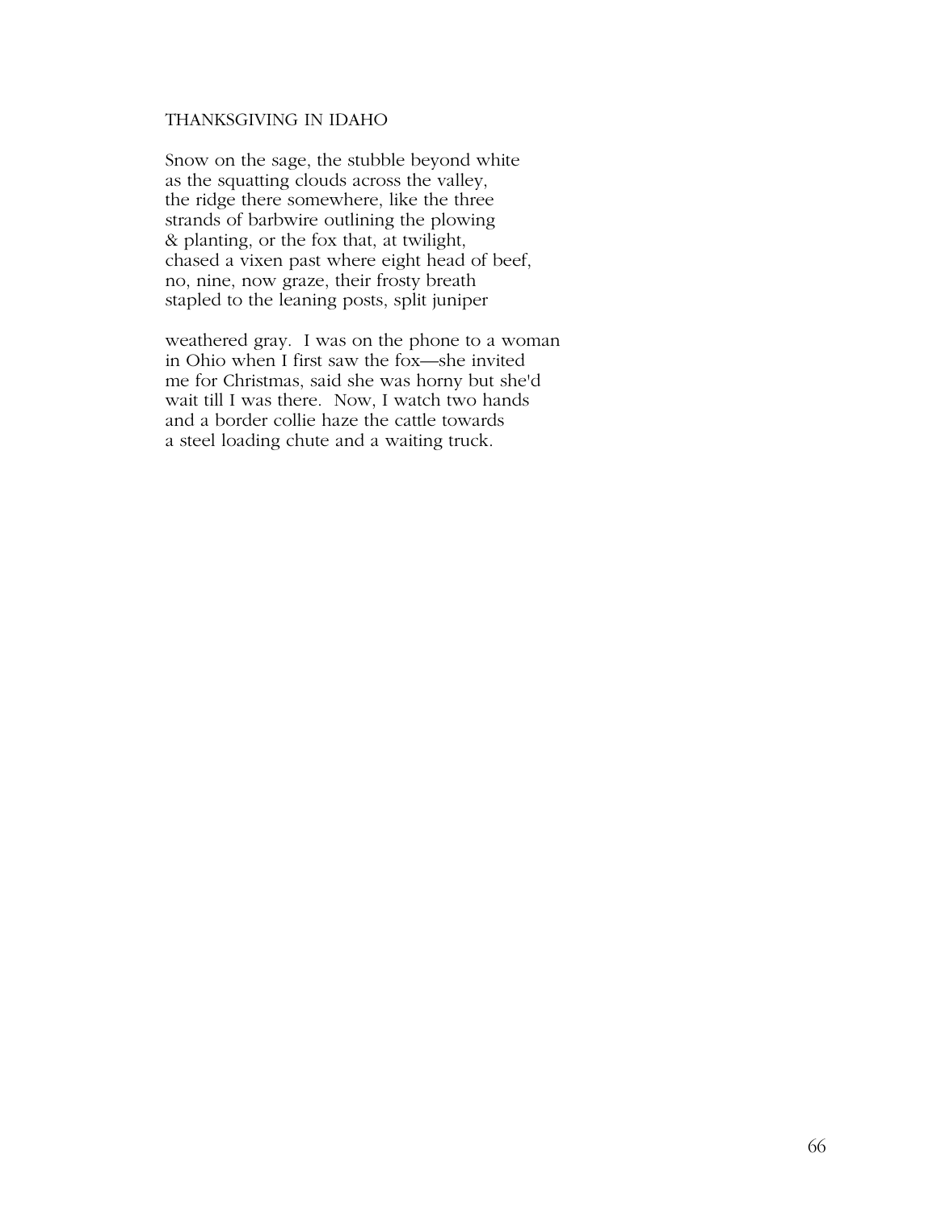# THANKSGIVING IN IDAHO

Snow on the sage, the stubble beyond white  
as the squatting clouds across the valley,  
the ridge there somewhere, like the three  
strands of barbwire outlining the plowing  
& planting, or the fox that, at twilight,  
chased a vixen past where eight head of beef,  
no, nine, now graze, their frosty breath  
stapled to the leaning posts, split juniper

weathered gray. I was on the phone to a woman  
in Ohio when I first saw the fox—she invited  
me for Christmas, said she was horny but she'd  
wait till I was there. Now, I watch two hands  
and a border collie haze the cattle towards  
a steel loading chute and a waiting truck.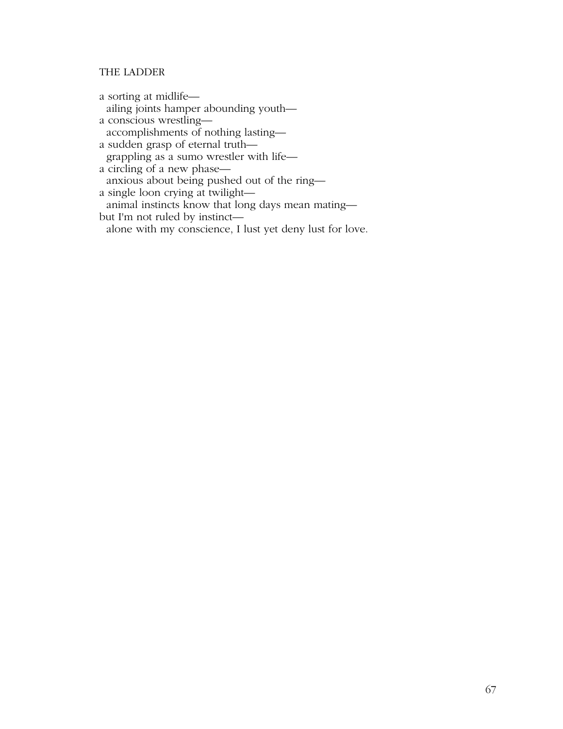# THE LADDER

a sorting at midlife—  
&nbsp;&nbsp;ailing joints hamper abounding youth—  
a conscious wrestling—  
&nbsp;&nbsp;accomplishments of nothing lasting—  
a sudden grasp of eternal truth—  
&nbsp;&nbsp;grappling as a sumo wrestler with life—  
a circling of a new phase—  
&nbsp;&nbsp;anxious about being pushed out of the ring—  
a single loon crying at twilight—  
&nbsp;&nbsp;animal instincts know that long days mean mating—  
but I'm not ruled by instinct—  
&nbsp;&nbsp;alone with my conscience, I lust yet deny lust for love.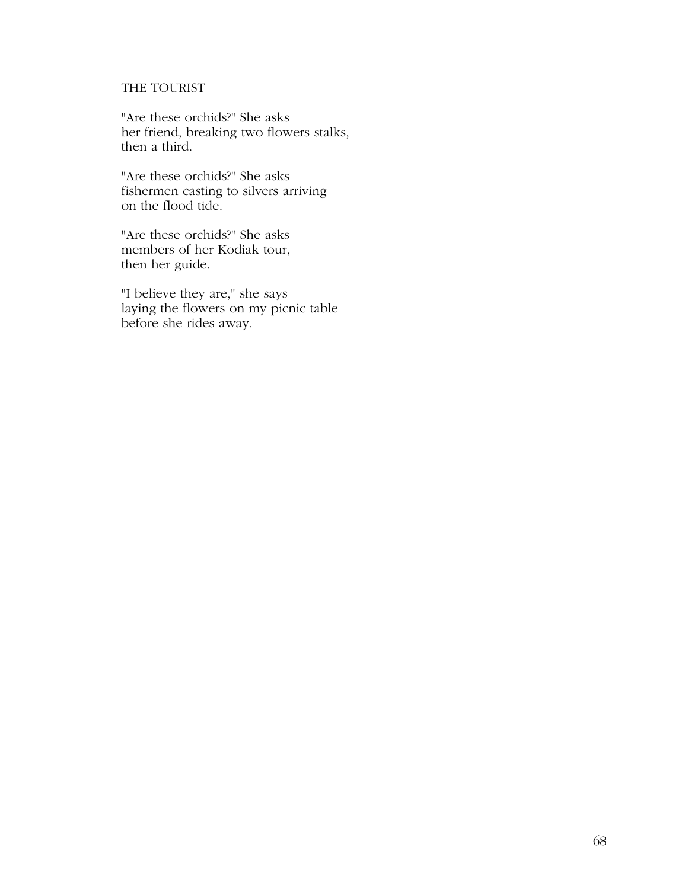## THE TOURIST

"Are these orchids?" She asks  
her friend, breaking two flowers stalks,  
then a third.

"Are these orchids?" She asks  
fishermen casting to silvers arriving  
on the flood tide.

"Are these orchids?" She asks  
members of her Kodiak tour,  
then her guide.

"I believe they are," she says  
laying the flowers on my picnic table  
before she rides away.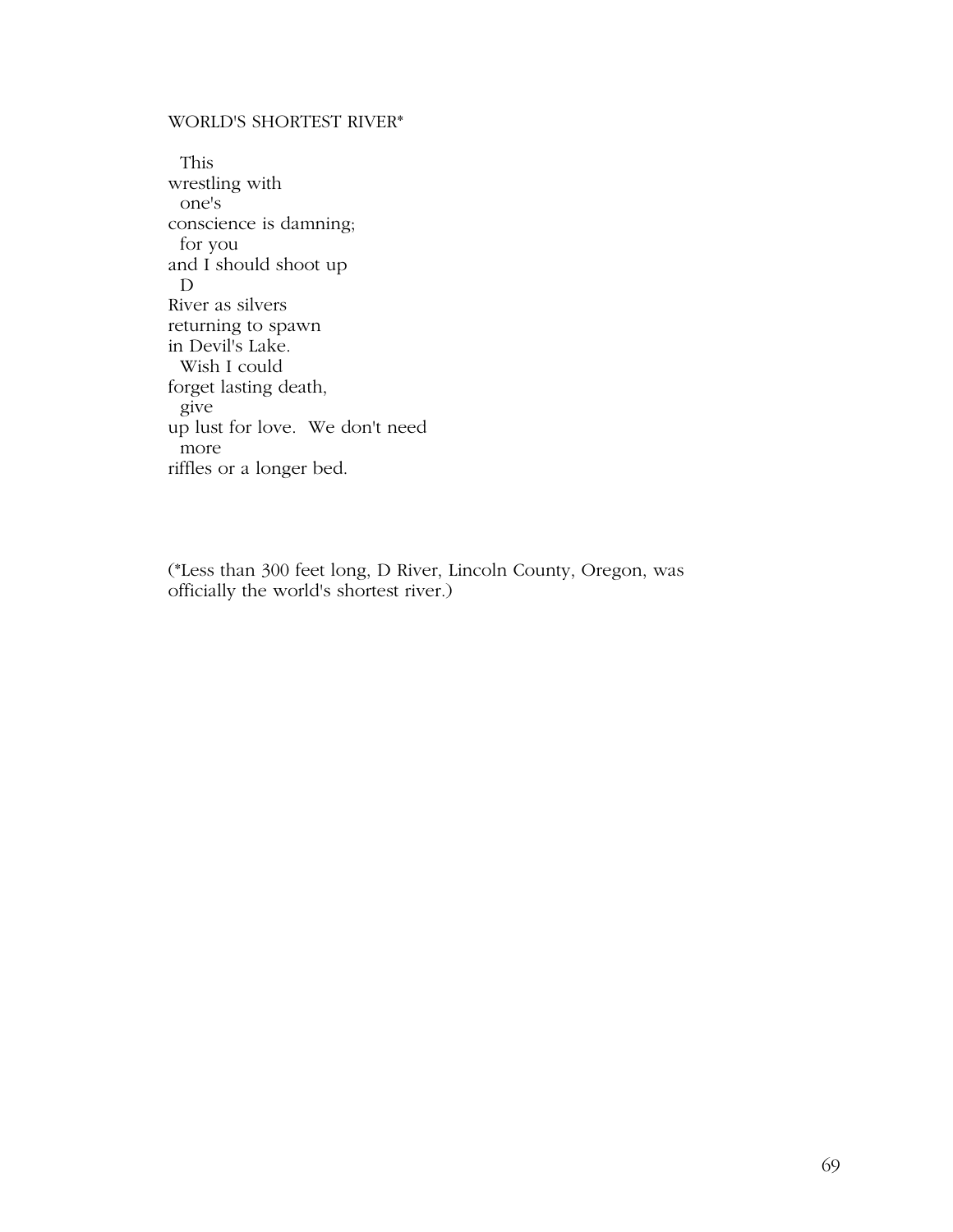WORLD'S SHORTEST RIVER*

&nbsp;&nbsp;This  
wrestling with  
&nbsp;&nbsp;one's  
conscience is damning;  
&nbsp;&nbsp;for you  
and I should shoot up  
&nbsp;&nbsp;D  
River as silvers  
returning to spawn  
in Devil's Lake.  
&nbsp;&nbsp;Wish I could  
forget lasting death,  
&nbsp;&nbsp;give  
up lust for love.  We don't need  
&nbsp;&nbsp;more  
riffles or a longer bed.

(*Less than 300 feet long, D River, Lincoln County, Oregon, was officially the world's shortest river.)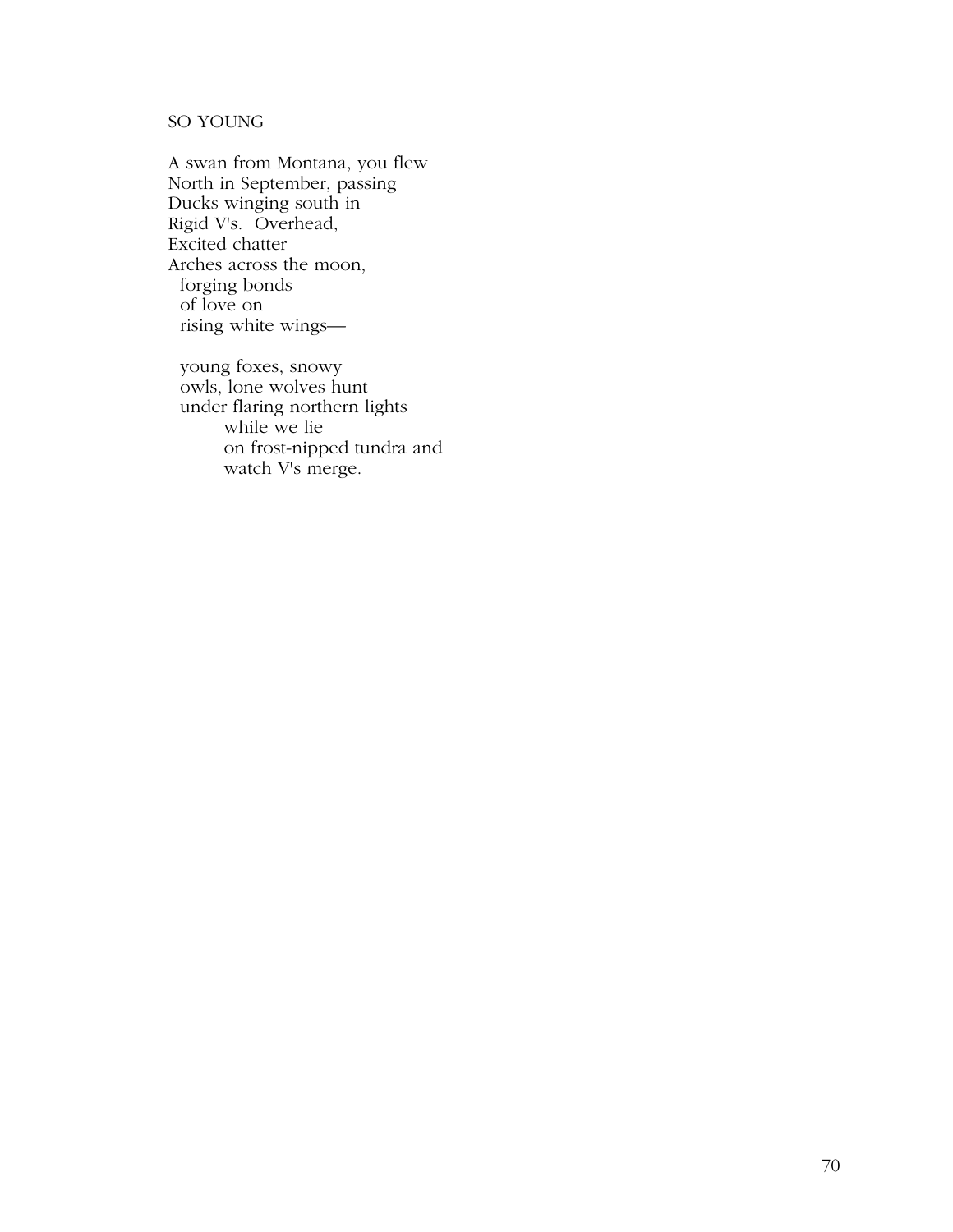SO YOUNG

A swan from Montana, you flew  
North in September, passing  
Ducks winging south in  
Rigid V's.  Overhead,  
Excited chatter  
Arches across the moon,  
&nbsp;&nbsp;forging bonds  
&nbsp;&nbsp;of love on  
&nbsp;&nbsp;rising white wings—

&nbsp;&nbsp;young foxes, snowy  
&nbsp;&nbsp;owls, lone wolves hunt  
&nbsp;&nbsp;under flaring northern lights  
&nbsp;&nbsp;&nbsp;&nbsp;&nbsp;&nbsp;&nbsp;&nbsp;while we lie  
&nbsp;&nbsp;&nbsp;&nbsp;&nbsp;&nbsp;&nbsp;&nbsp;on frost-nipped tundra and  
&nbsp;&nbsp;&nbsp;&nbsp;&nbsp;&nbsp;&nbsp;&nbsp;watch V's merge.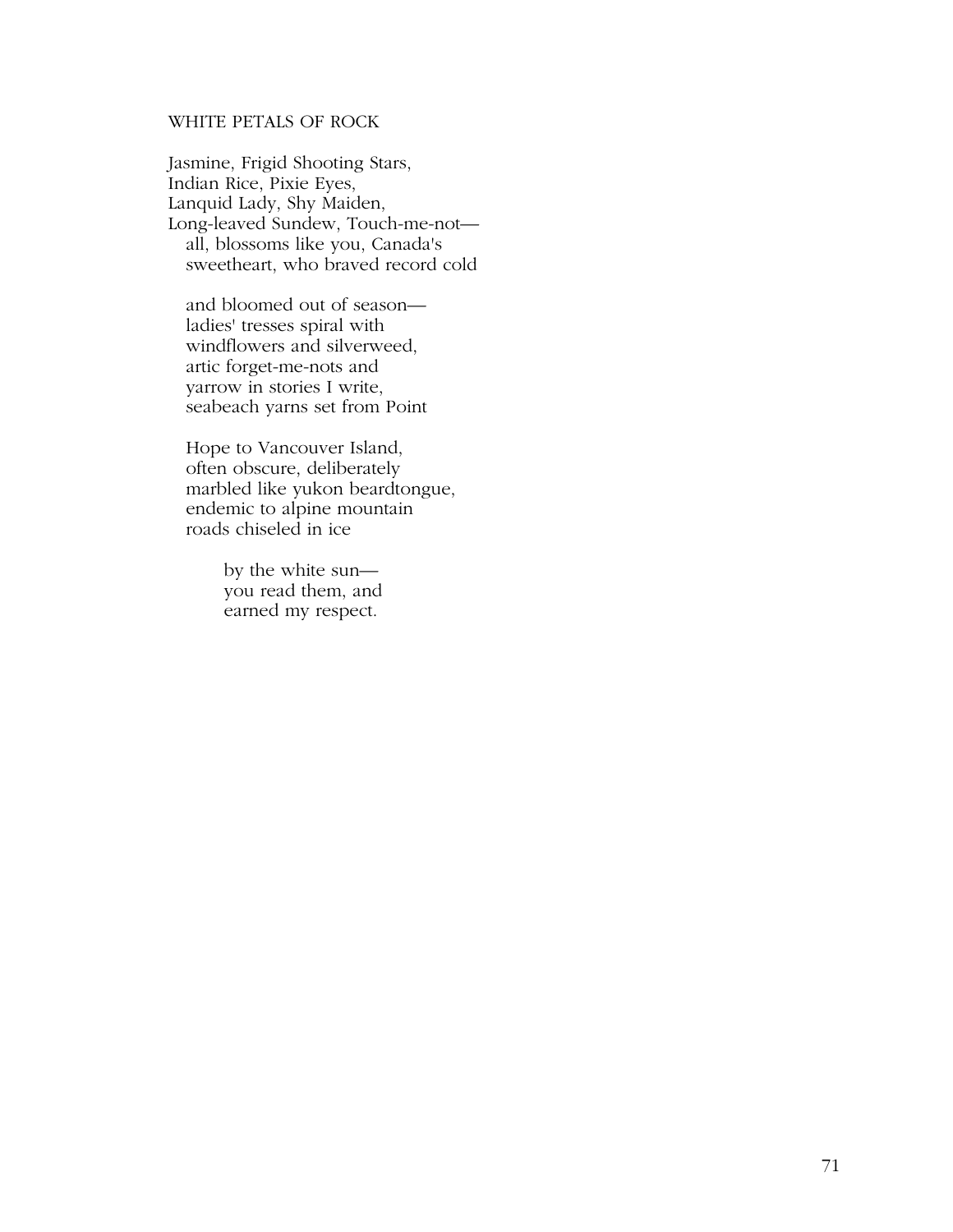## WHITE PETALS OF ROCK

Jasmine, Frigid Shooting Stars,  
Indian Rice, Pixie Eyes,  
Lanquid Lady, Shy Maiden,  
Long-leaved Sundew, Touch-me-not—  
   all, blossoms like you, Canada's  
   sweetheart, who braved record cold

   and bloomed out of season—  
   ladies' tresses spiral with  
   windflowers and silverweed,  
   artic forget-me-nots and  
   yarrow in stories I write,  
   seabeach yarns set from Point

   Hope to Vancouver Island,  
   often obscure, deliberately  
   marbled like yukon beardtongue,  
   endemic to alpine mountain  
   roads chiseled in ice

      by the white sun—  
      you read them, and  
      earned my respect.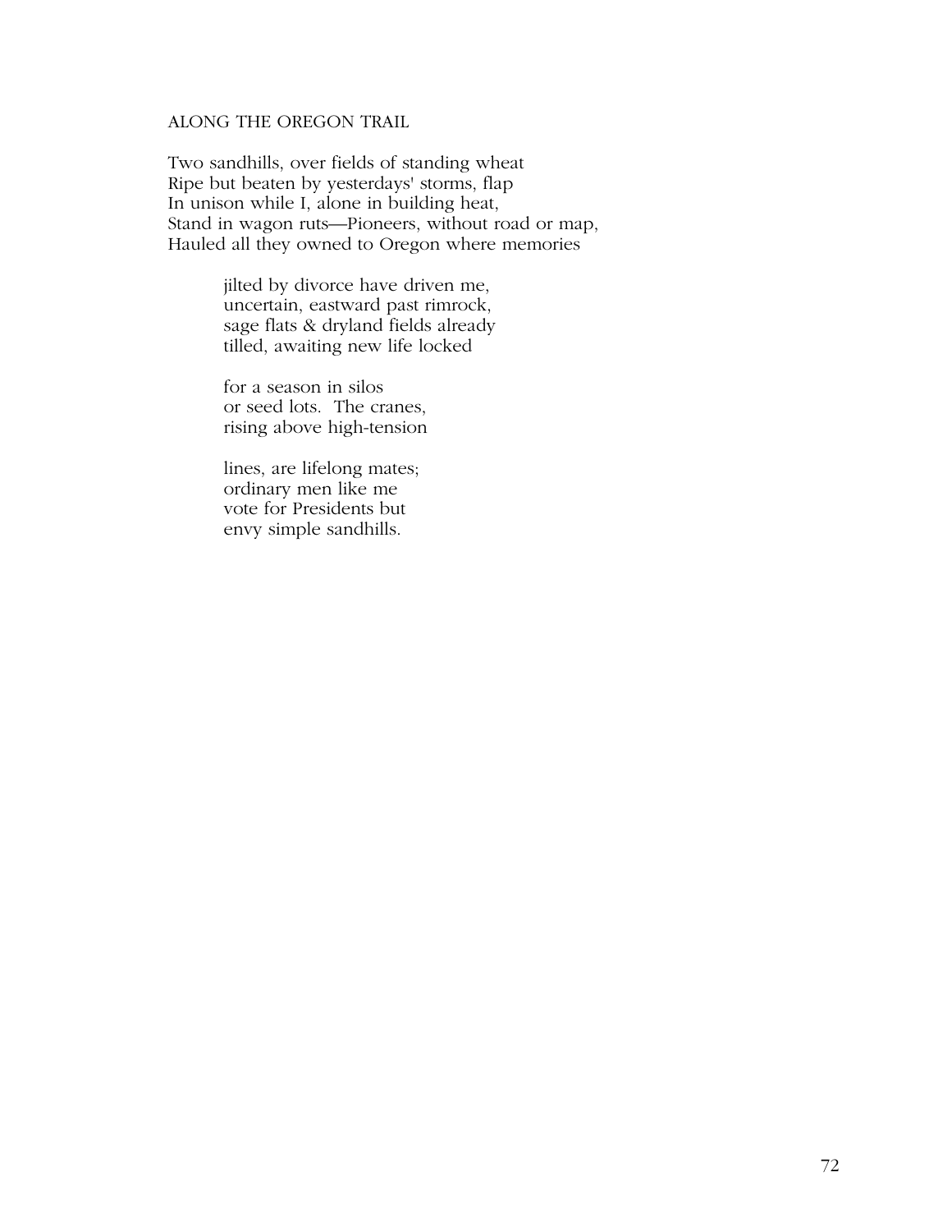## ALONG THE OREGON TRAIL

Two sandhills, over fields of standing wheat  
Ripe but beaten by yesterdays' storms, flap  
In unison while I, alone in building heat,  
Stand in wagon ruts—Pioneers, without road or map,  
Hauled all they owned to Oregon where memories

> jilted by divorce have driven me,  
> uncertain, eastward past rimrock,  
> sage flats & dryland fields already  
> tilled, awaiting new life locked
>
> for a season in silos  
> or seed lots.  The cranes,  
> rising above high-tension
>
> lines, are lifelong mates;  
> ordinary men like me  
> vote for Presidents but  
> envy simple sandhills.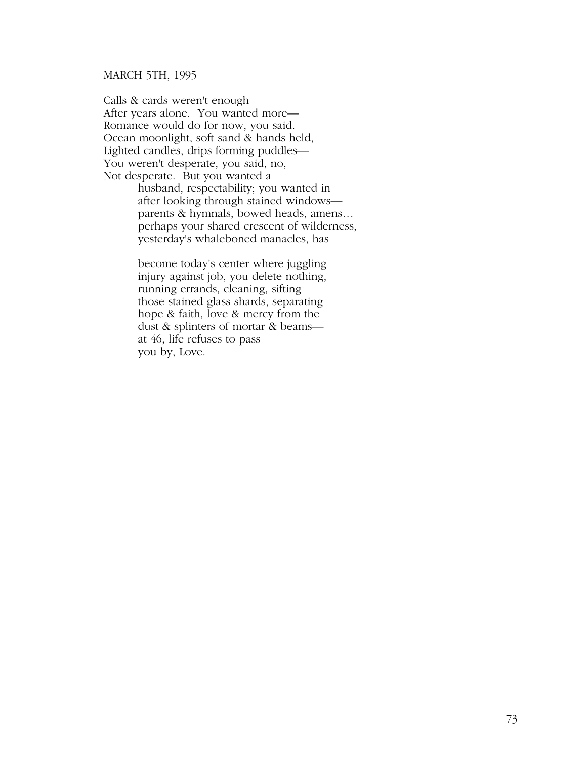MARCH 5TH, 1995

Calls & cards weren't enough  
After years alone.  You wanted more—  
Romance would do for now, you said.  
Ocean moonlight, soft sand & hands held,  
Lighted candles, drips forming puddles—  
You weren't desperate, you said, no,  
Not desperate.  But you wanted a  
husband, respectability; you wanted in  
after looking through stained windows—  
parents & hymnals, bowed heads, amens…  
perhaps your shared crescent of wilderness,  
yesterday's whaleboned manacles, has

become today's center where juggling  
injury against job, you delete nothing,  
running errands, cleaning, sifting  
those stained glass shards, separating  
hope & faith, love & mercy from the  
dust & splinters of mortar & beams—  
at 46, life refuses to pass  
you by, Love.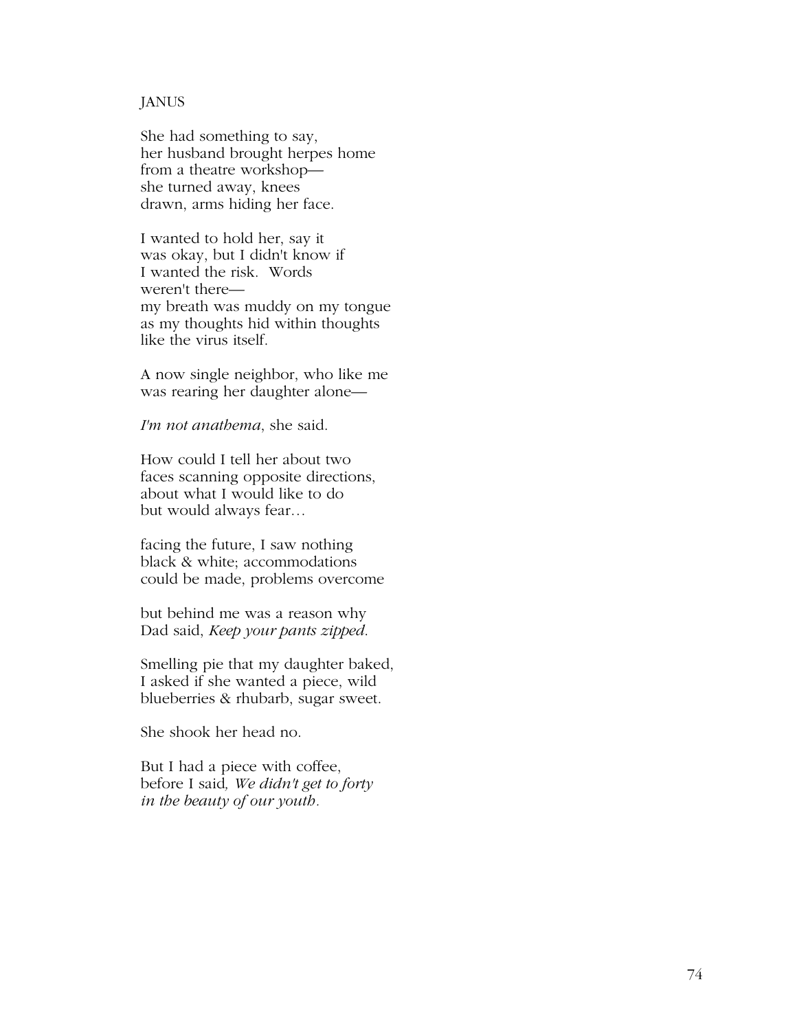JANUS

She had something to say,  
her husband brought herpes home  
from a theatre workshop—  
she turned away, knees  
drawn, arms hiding her face.

I wanted to hold her, say it  
was okay, but I didn't know if  
I wanted the risk.  Words  
weren't there—  
my breath was muddy on my tongue  
as my thoughts hid within thoughts  
like the virus itself.

A now single neighbor, who like me  
was rearing her daughter alone—

*I'm not anathema*, she said.

How could I tell her about two  
faces scanning opposite directions,  
about what I would like to do  
but would always fear…

facing the future, I saw nothing  
black & white; accommodations  
could be made, problems overcome

but behind me was a reason why  
Dad said, *Keep your pants zipped.*

Smelling pie that my daughter baked,  
I asked if she wanted a piece, wild  
blueberries & rhubarb, sugar sweet.

She shook her head no.

But I had a piece with coffee,  
before I said*, We didn't get to forty*  
*in the beauty of our youth.*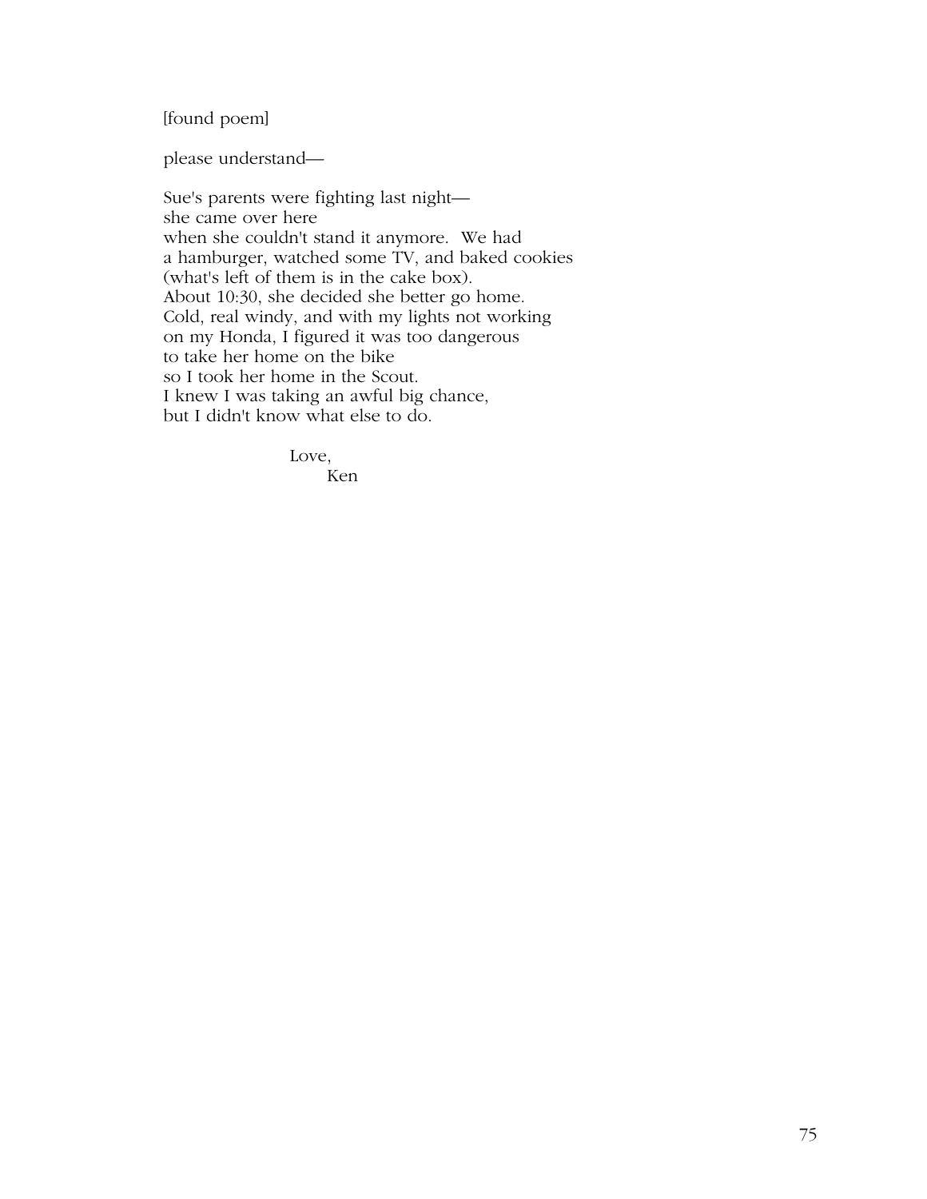[found poem]

please understand—

Sue's parents were fighting last night—  
she came over here  
when she couldn't stand it anymore. We had  
a hamburger, watched some TV, and baked cookies  
(what's left of them is in the cake box).  
About 10:30, she decided she better go home.  
Cold, real windy, and with my lights not working  
on my Honda, I figured it was too dangerous  
to take her home on the bike  
so I took her home in the Scout.  
I knew I was taking an awful big chance,  
but I didn't know what else to do.

Love,  
Ken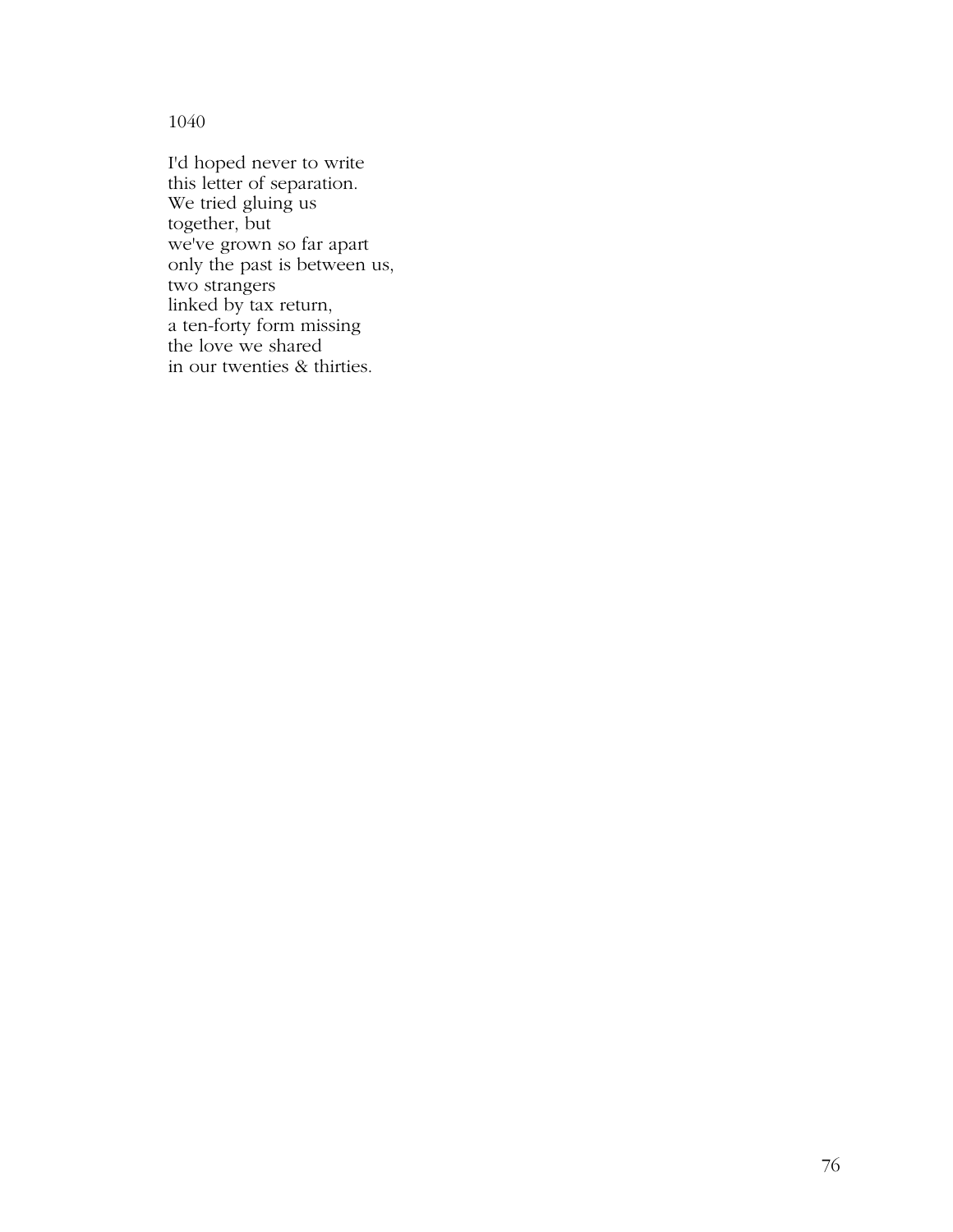# 1040

I'd hoped never to write  
this letter of separation.  
We tried gluing us  
together, but  
we've grown so far apart  
only the past is between us,  
two strangers  
linked by tax return,  
a ten-forty form missing  
the love we shared  
in our twenties & thirties.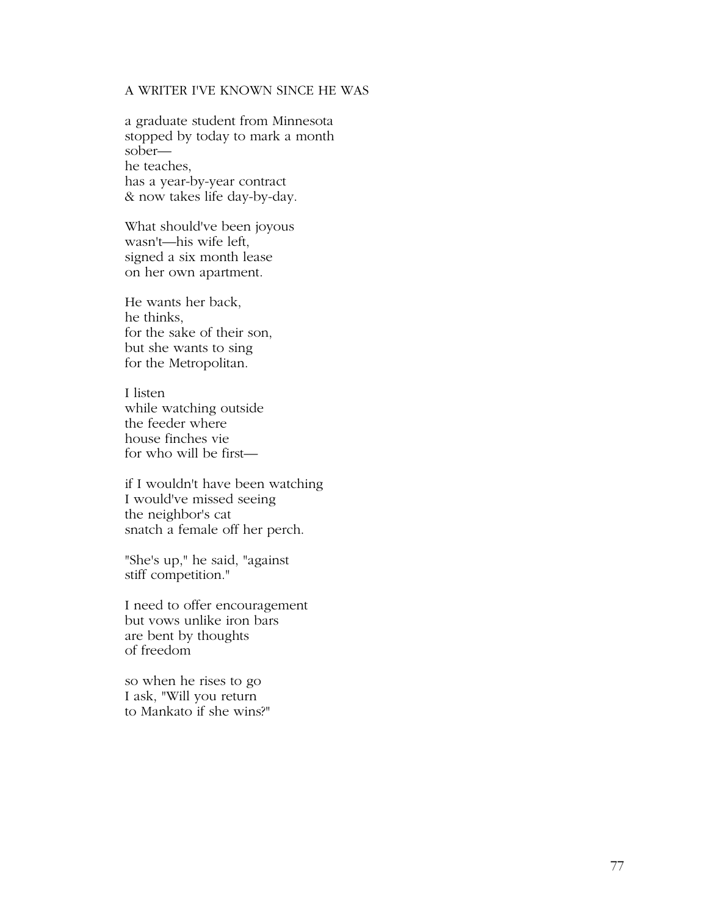A WRITER I'VE KNOWN SINCE HE WAS

a graduate student from Minnesota  
stopped by today to mark a month  
sober—  
he teaches,  
has a year-by-year contract  
& now takes life day-by-day.

What should've been joyous  
wasn't—his wife left,  
signed a six month lease  
on her own apartment.

He wants her back,  
he thinks,  
for the sake of their son,  
but she wants to sing  
for the Metropolitan.

I listen  
while watching outside  
the feeder where  
house finches vie  
for who will be first—

if I wouldn't have been watching  
I would've missed seeing  
the neighbor's cat  
snatch a female off her perch.

"She's up," he said, "against  
stiff competition."

I need to offer encouragement  
but vows unlike iron bars  
are bent by thoughts  
of freedom

so when he rises to go  
I ask, "Will you return  
to Mankato if she wins?"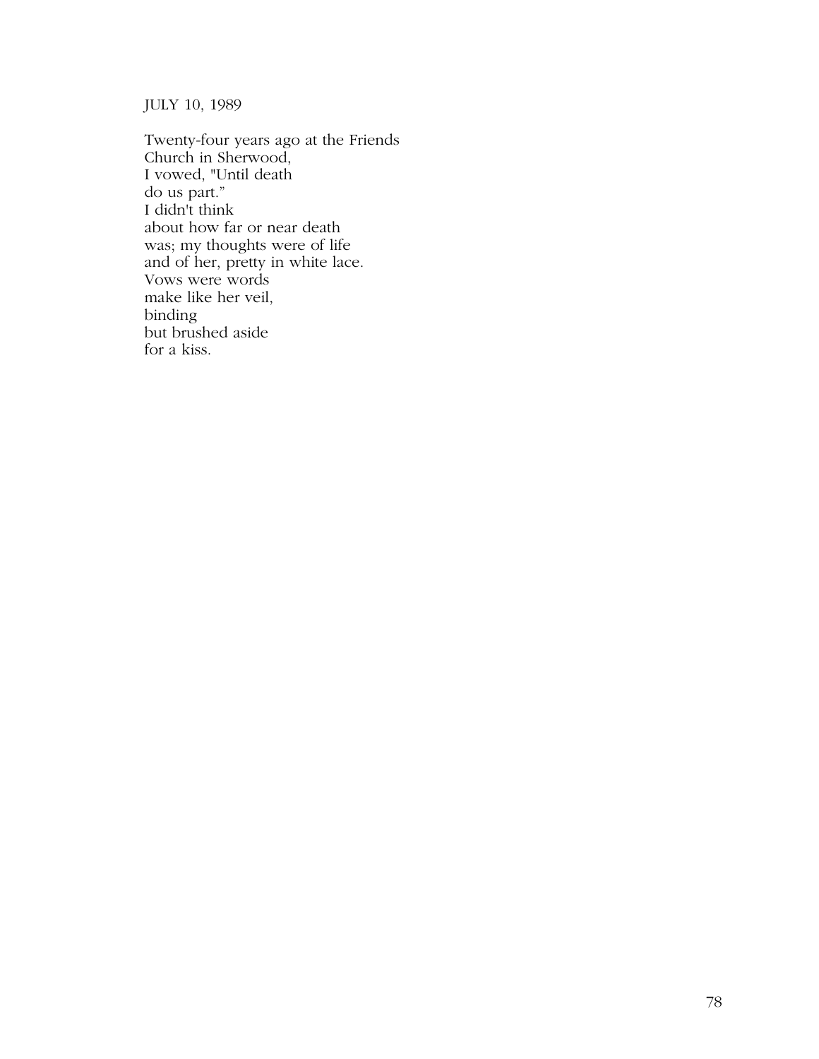JULY 10, 1989

Twenty-four years ago at the Friends  
Church in Sherwood,  
I vowed, "Until death  
do us part."  
I didn't think  
about how far or near death  
was; my thoughts were of life  
and of her, pretty in white lace.  
Vows were words  
make like her veil,  
binding  
but brushed aside  
for a kiss.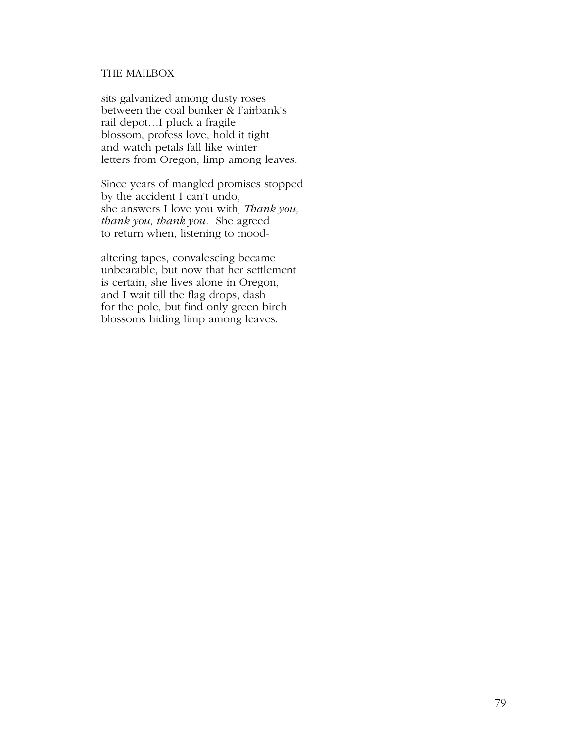THE MAILBOX

sits galvanized among dusty roses  
between the coal bunker & Fairbank's  
rail depot…I pluck a fragile  
blossom, profess love, hold it tight  
and watch petals fall like winter  
letters from Oregon, limp among leaves.

Since years of mangled promises stopped  
by the accident I can't undo,  
she answers I love you with*, Thank you,*  
*thank you, thank you*. She agreed  
to return when, listening to mood-

altering tapes, convalescing became  
unbearable, but now that her settlement  
is certain, she lives alone in Oregon,  
and I wait till the flag drops, dash  
for the pole, but find only green birch  
blossoms hiding limp among leaves.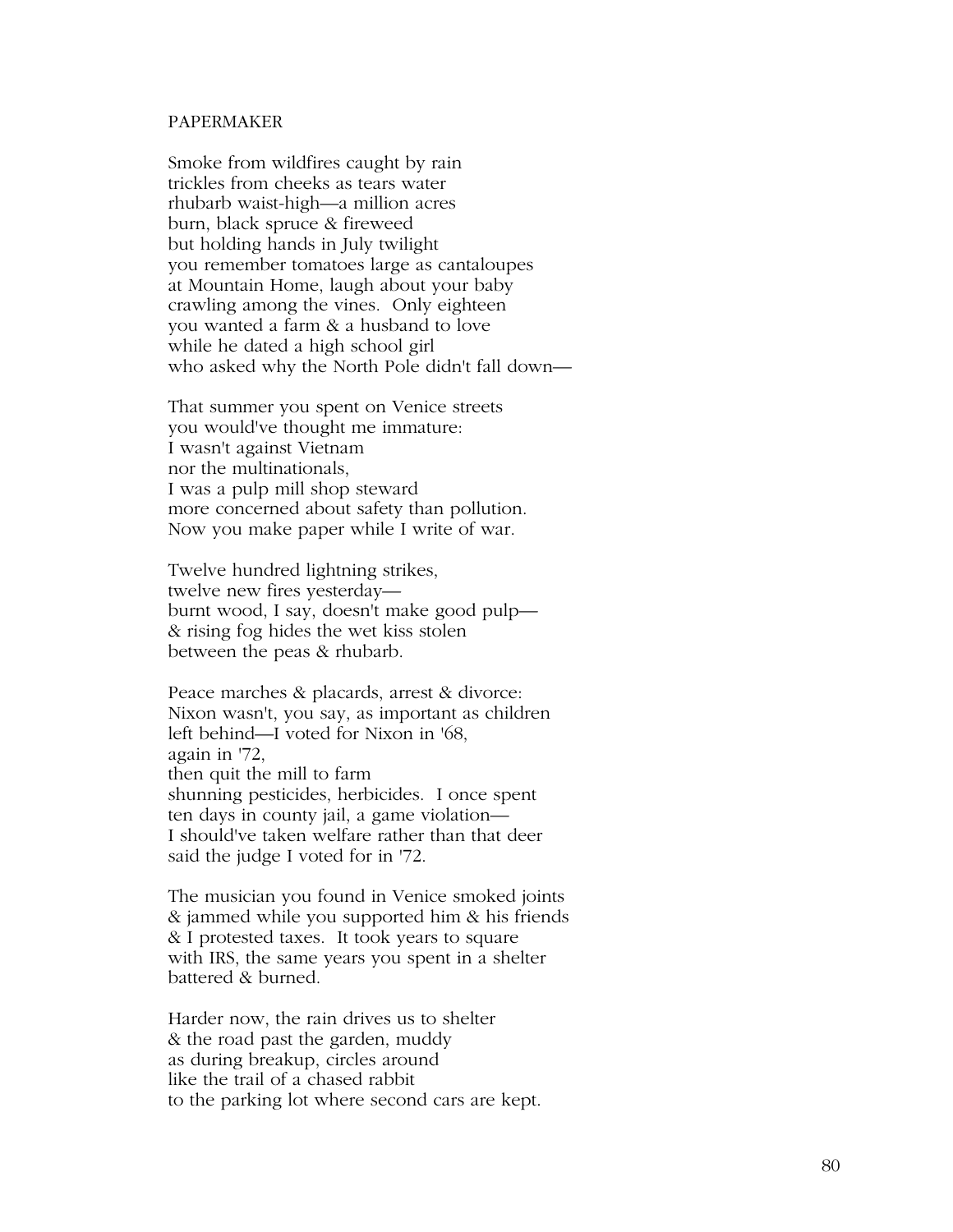PAPERMAKER

Smoke from wildfires caught by rain  
trickles from cheeks as tears water  
rhubarb waist-high—a million acres  
burn, black spruce & fireweed  
but holding hands in July twilight  
you remember tomatoes large as cantaloupes  
at Mountain Home, laugh about your baby  
crawling among the vines. Only eighteen  
you wanted a farm & a husband to love  
while he dated a high school girl  
who asked why the North Pole didn't fall down—

That summer you spent on Venice streets  
you would've thought me immature:  
I wasn't against Vietnam  
nor the multinationals,  
I was a pulp mill shop steward  
more concerned about safety than pollution.  
Now you make paper while I write of war.

Twelve hundred lightning strikes,  
twelve new fires yesterday—  
burnt wood, I say, doesn't make good pulp—  
& rising fog hides the wet kiss stolen  
between the peas & rhubarb.

Peace marches & placards, arrest & divorce:  
Nixon wasn't, you say, as important as children  
left behind—I voted for Nixon in '68,  
again in '72,  
then quit the mill to farm  
shunning pesticides, herbicides. I once spent  
ten days in county jail, a game violation—  
I should've taken welfare rather than that deer  
said the judge I voted for in '72.

The musician you found in Venice smoked joints  
& jammed while you supported him & his friends  
& I protested taxes. It took years to square  
with IRS, the same years you spent in a shelter  
battered & burned.

Harder now, the rain drives us to shelter  
& the road past the garden, muddy  
as during breakup, circles around  
like the trail of a chased rabbit  
to the parking lot where second cars are kept.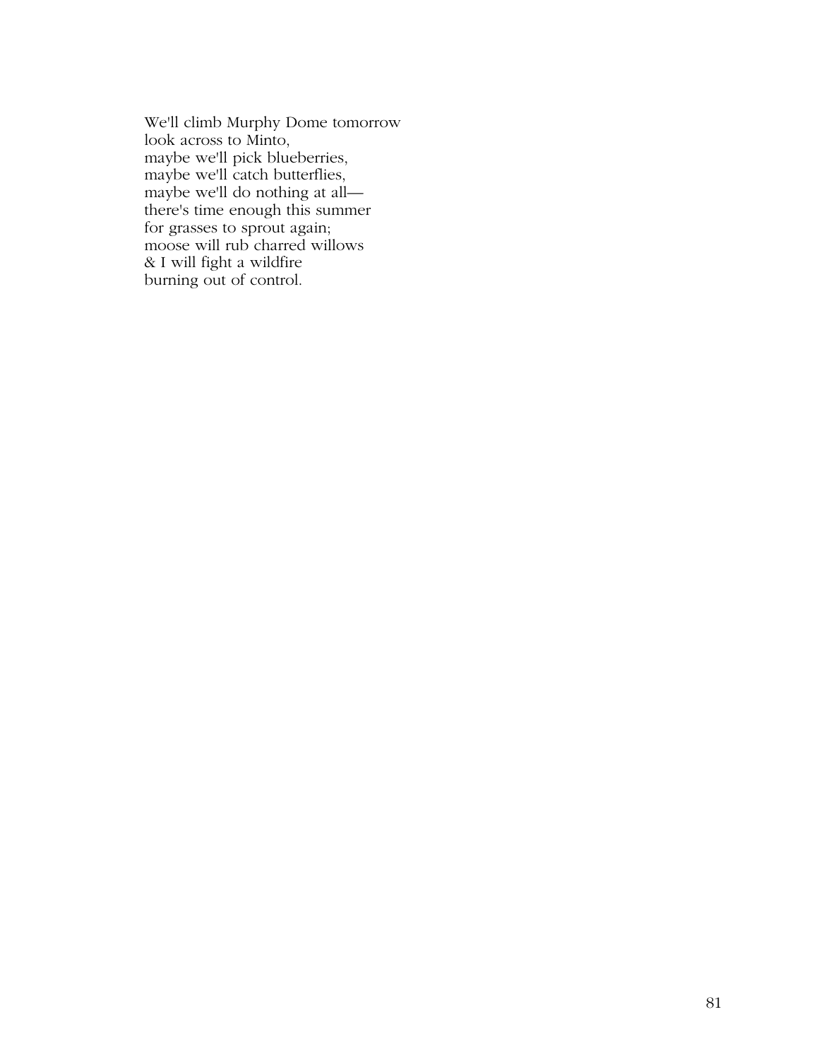We'll climb Murphy Dome tomorrow  
look across to Minto,  
maybe we'll pick blueberries,  
maybe we'll catch butterflies,  
maybe we'll do nothing at all—  
there's time enough this summer  
for grasses to sprout again;  
moose will rub charred willows  
& I will fight a wildfire  
burning out of control.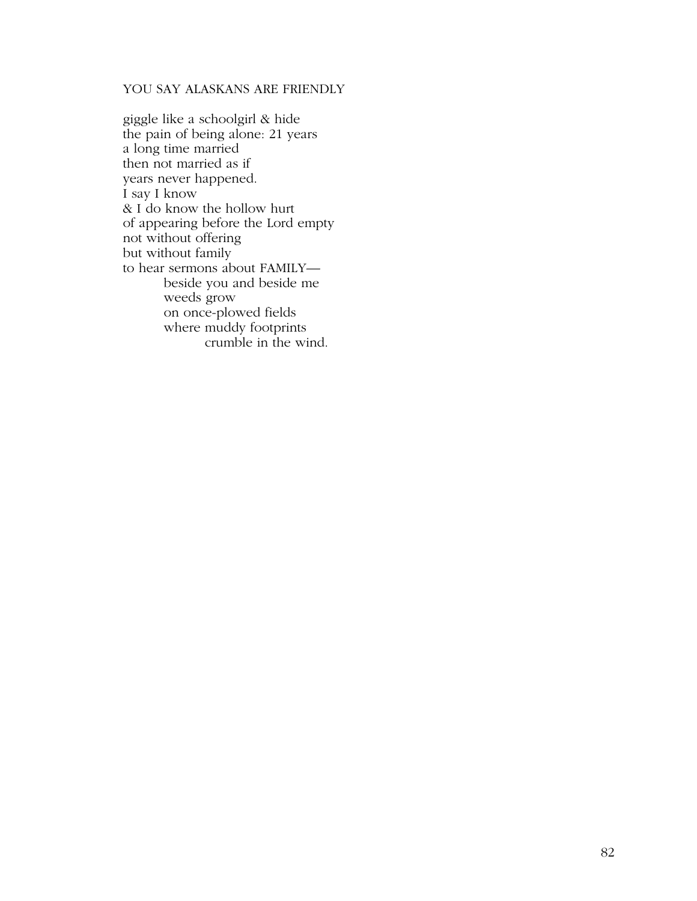## YOU SAY ALASKANS ARE FRIENDLY

giggle like a schoolgirl & hide  
the pain of being alone: 21 years  
a long time married  
then not married as if  
years never happened.  
I say I know  
& I do know the hollow hurt  
of appearing before the Lord empty  
not without offering  
but without family  
to hear sermons about FAMILY—  
&nbsp;&nbsp;&nbsp;&nbsp;&nbsp;&nbsp;&nbsp;&nbsp;beside you and beside me  
&nbsp;&nbsp;&nbsp;&nbsp;&nbsp;&nbsp;&nbsp;&nbsp;weeds grow  
&nbsp;&nbsp;&nbsp;&nbsp;&nbsp;&nbsp;&nbsp;&nbsp;on once-plowed fields  
&nbsp;&nbsp;&nbsp;&nbsp;&nbsp;&nbsp;&nbsp;&nbsp;where muddy footprints  
&nbsp;&nbsp;&nbsp;&nbsp;&nbsp;&nbsp;&nbsp;&nbsp;&nbsp;&nbsp;&nbsp;&nbsp;&nbsp;&nbsp;&nbsp;&nbsp;crumble in the wind.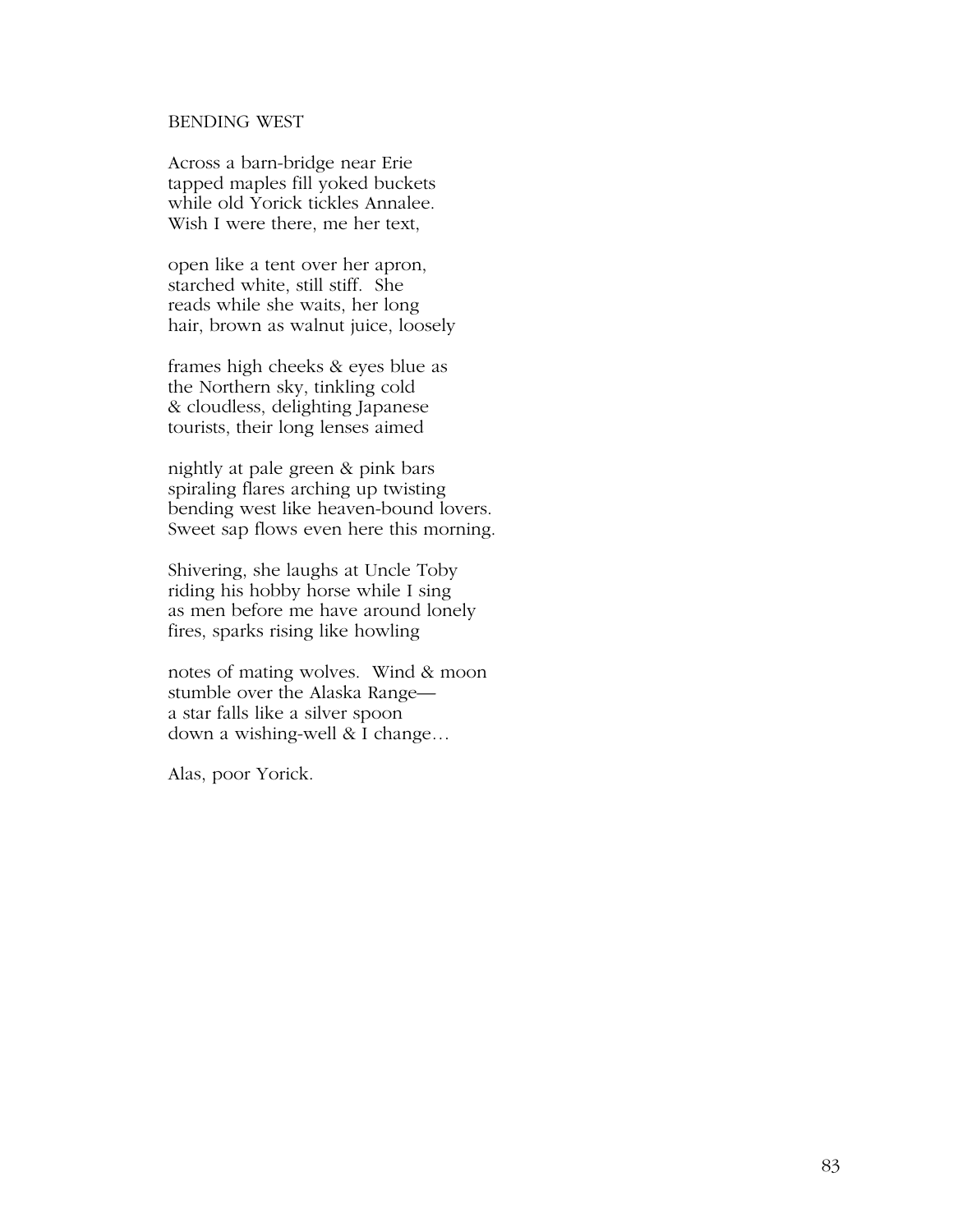## BENDING WEST

Across a barn-bridge near Erie  
tapped maples fill yoked buckets  
while old Yorick tickles Annalee.  
Wish I were there, me her text,

open like a tent over her apron,  
starched white, still stiff.  She  
reads while she waits, her long  
hair, brown as walnut juice, loosely

frames high cheeks & eyes blue as  
the Northern sky, tinkling cold  
& cloudless, delighting Japanese  
tourists, their long lenses aimed

nightly at pale green & pink bars  
spiraling flares arching up twisting  
bending west like heaven-bound lovers.  
Sweet sap flows even here this morning.

Shivering, she laughs at Uncle Toby  
riding his hobby horse while I sing  
as men before me have around lonely  
fires, sparks rising like howling

notes of mating wolves.  Wind & moon  
stumble over the Alaska Range—  
a star falls like a silver spoon  
down a wishing-well & I change…

Alas, poor Yorick.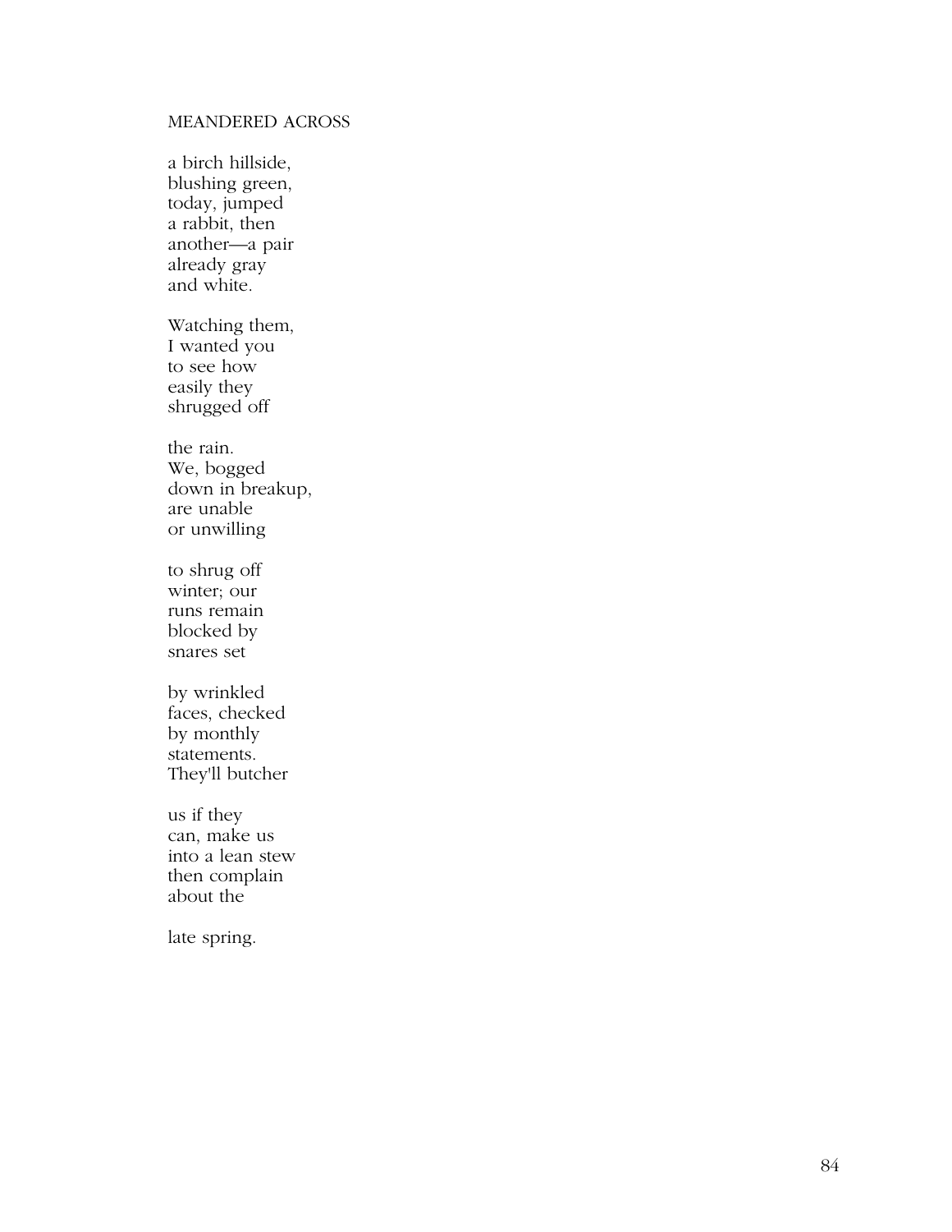MEANDERED ACROSS

a birch hillside,  
blushing green,  
today, jumped  
a rabbit, then  
another—a pair  
already gray  
and white.

Watching them,  
I wanted you  
to see how  
easily they  
shrugged off

the rain.  
We, bogged  
down in breakup,  
are unable  
or unwilling

to shrug off  
winter; our  
runs remain  
blocked by  
snares set

by wrinkled  
faces, checked  
by monthly  
statements.  
They'll butcher

us if they  
can, make us  
into a lean stew  
then complain  
about the

late spring.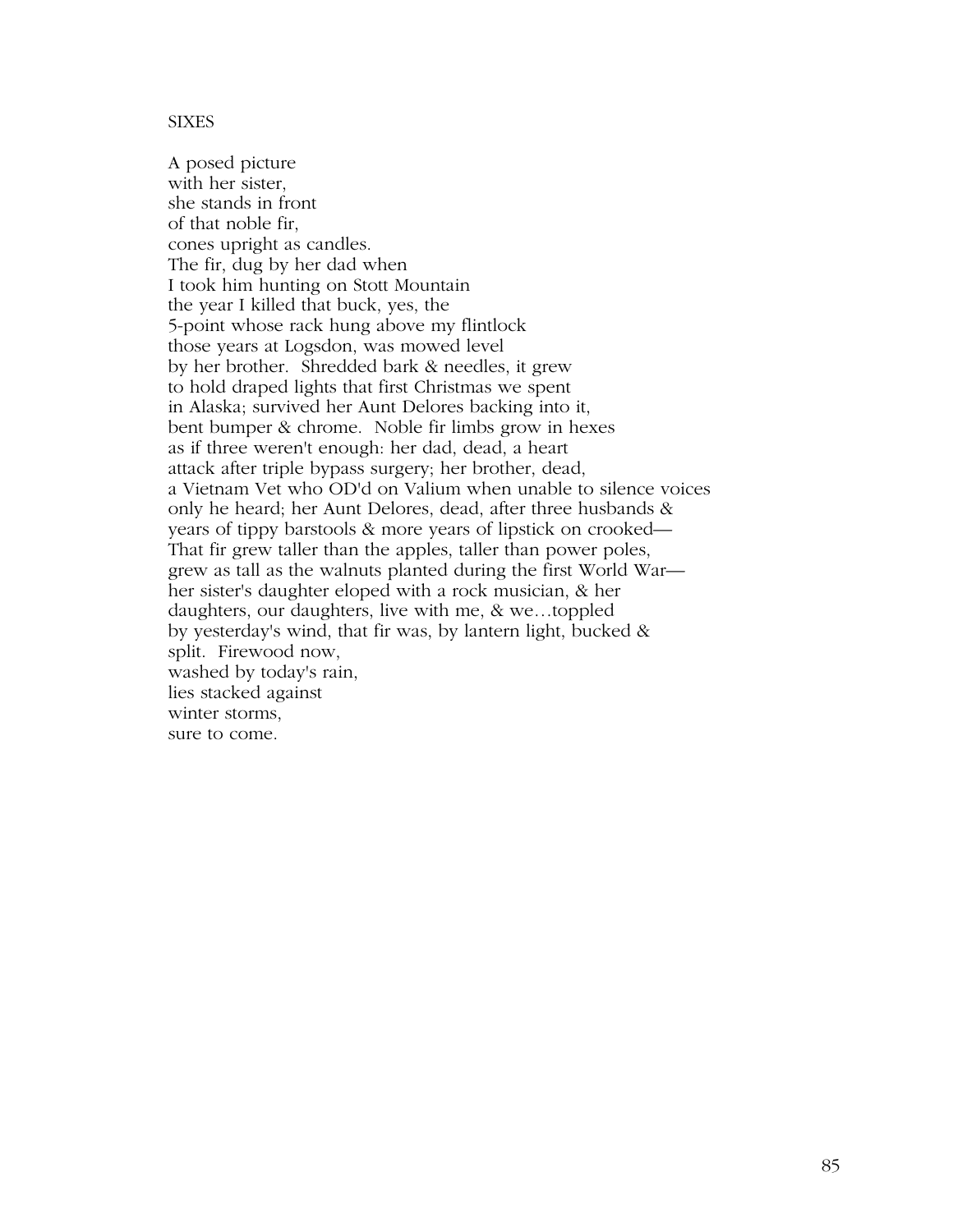SIXES

A posed picture  
with her sister,  
she stands in front  
of that noble fir,  
cones upright as candles.  
The fir, dug by her dad when  
I took him hunting on Stott Mountain  
the year I killed that buck, yes, the  
5-point whose rack hung above my flintlock  
those years at Logsdon, was mowed level  
by her brother.  Shredded bark & needles, it grew  
to hold draped lights that first Christmas we spent  
in Alaska; survived her Aunt Delores backing into it,  
bent bumper & chrome.  Noble fir limbs grow in hexes  
as if three weren't enough: her dad, dead, a heart  
attack after triple bypass surgery; her brother, dead,  
a Vietnam Vet who OD'd on Valium when unable to silence voices  
only he heard; her Aunt Delores, dead, after three husbands &  
years of tippy barstools & more years of lipstick on crooked—  
That fir grew taller than the apples, taller than power poles,  
grew as tall as the walnuts planted during the first World War—  
her sister's daughter eloped with a rock musician, & her  
daughters, our daughters, live with me, & we…toppled  
by yesterday's wind, that fir was, by lantern light, bucked &  
split.  Firewood now,  
washed by today's rain,  
lies stacked against  
winter storms,  
sure to come.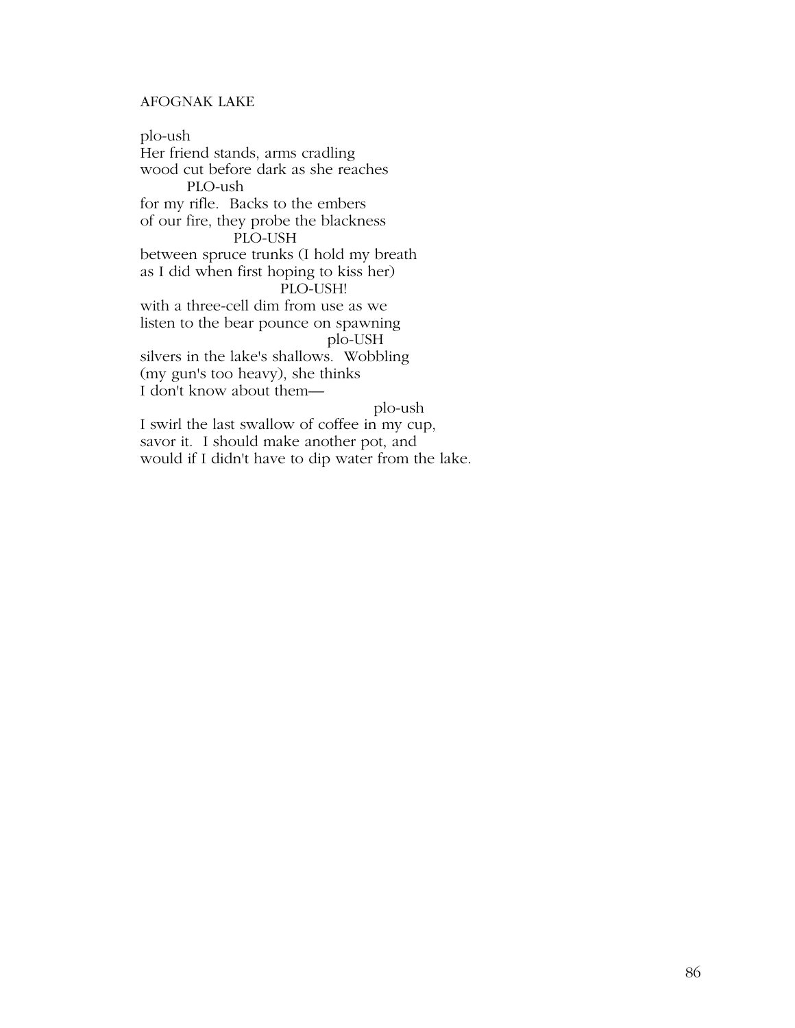# AFOGNAK LAKE

plo-ush  
Her friend stands, arms cradling  
wood cut before dark as she reaches  
&nbsp;&nbsp;&nbsp;&nbsp;&nbsp;&nbsp;&nbsp;&nbsp;&nbsp;&nbsp;PLO-ush  
for my rifle. Backs to the embers  
of our fire, they probe the blackness  
&nbsp;&nbsp;&nbsp;&nbsp;&nbsp;&nbsp;&nbsp;&nbsp;&nbsp;&nbsp;&nbsp;&nbsp;&nbsp;&nbsp;&nbsp;&nbsp;&nbsp;&nbsp;&nbsp;&nbsp;PLO-USH  
between spruce trunks (I hold my breath  
as I did when first hoping to kiss her)  
&nbsp;&nbsp;&nbsp;&nbsp;&nbsp;&nbsp;&nbsp;&nbsp;&nbsp;&nbsp;&nbsp;&nbsp;&nbsp;&nbsp;&nbsp;&nbsp;&nbsp;&nbsp;&nbsp;&nbsp;&nbsp;&nbsp;&nbsp;&nbsp;&nbsp;&nbsp;&nbsp;&nbsp;&nbsp;&nbsp;PLO-USH!  
with a three-cell dim from use as we  
listen to the bear pounce on spawning  
&nbsp;&nbsp;&nbsp;&nbsp;&nbsp;&nbsp;&nbsp;&nbsp;&nbsp;&nbsp;&nbsp;&nbsp;&nbsp;&nbsp;&nbsp;&nbsp;&nbsp;&nbsp;&nbsp;&nbsp;&nbsp;&nbsp;&nbsp;&nbsp;&nbsp;&nbsp;&nbsp;&nbsp;&nbsp;&nbsp;&nbsp;&nbsp;&nbsp;&nbsp;&nbsp;&nbsp;&nbsp;&nbsp;&nbsp;&nbsp;plo-USH  
silvers in the lake's shallows. Wobbling  
(my gun's too heavy), she thinks  
I don't know about them—  
&nbsp;&nbsp;&nbsp;&nbsp;&nbsp;&nbsp;&nbsp;&nbsp;&nbsp;&nbsp;&nbsp;&nbsp;&nbsp;&nbsp;&nbsp;&nbsp;&nbsp;&nbsp;&nbsp;&nbsp;&nbsp;&nbsp;&nbsp;&nbsp;&nbsp;&nbsp;&nbsp;&nbsp;&nbsp;&nbsp;&nbsp;&nbsp;&nbsp;&nbsp;&nbsp;&nbsp;&nbsp;&nbsp;&nbsp;&nbsp;&nbsp;&nbsp;&nbsp;&nbsp;&nbsp;&nbsp;&nbsp;&nbsp;&nbsp;&nbsp;plo-ush  
I swirl the last swallow of coffee in my cup,  
savor it. I should make another pot, and  
would if I didn't have to dip water from the lake.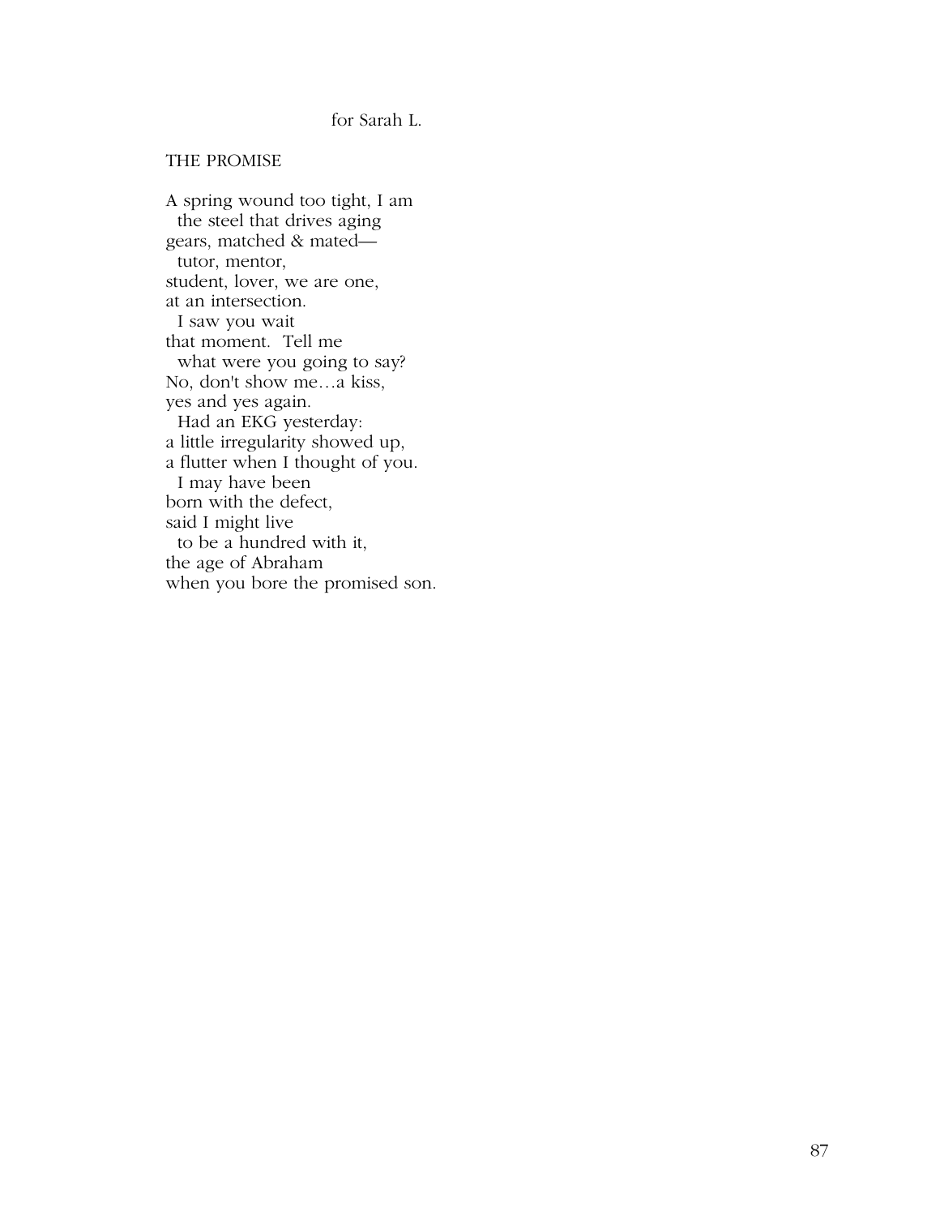for Sarah L.

## THE PROMISE

A spring wound too tight, I am  
  the steel that drives aging  
gears, matched & mated—  
  tutor, mentor,  
student, lover, we are one,  
at an intersection.  
  I saw you wait  
that moment.  Tell me  
  what were you going to say?  
No, don't show me…a kiss,  
yes and yes again.  
  Had an EKG yesterday:  
a little irregularity showed up,  
a flutter when I thought of you.  
  I may have been  
born with the defect,  
said I might live  
  to be a hundred with it,  
the age of Abraham  
when you bore the promised son.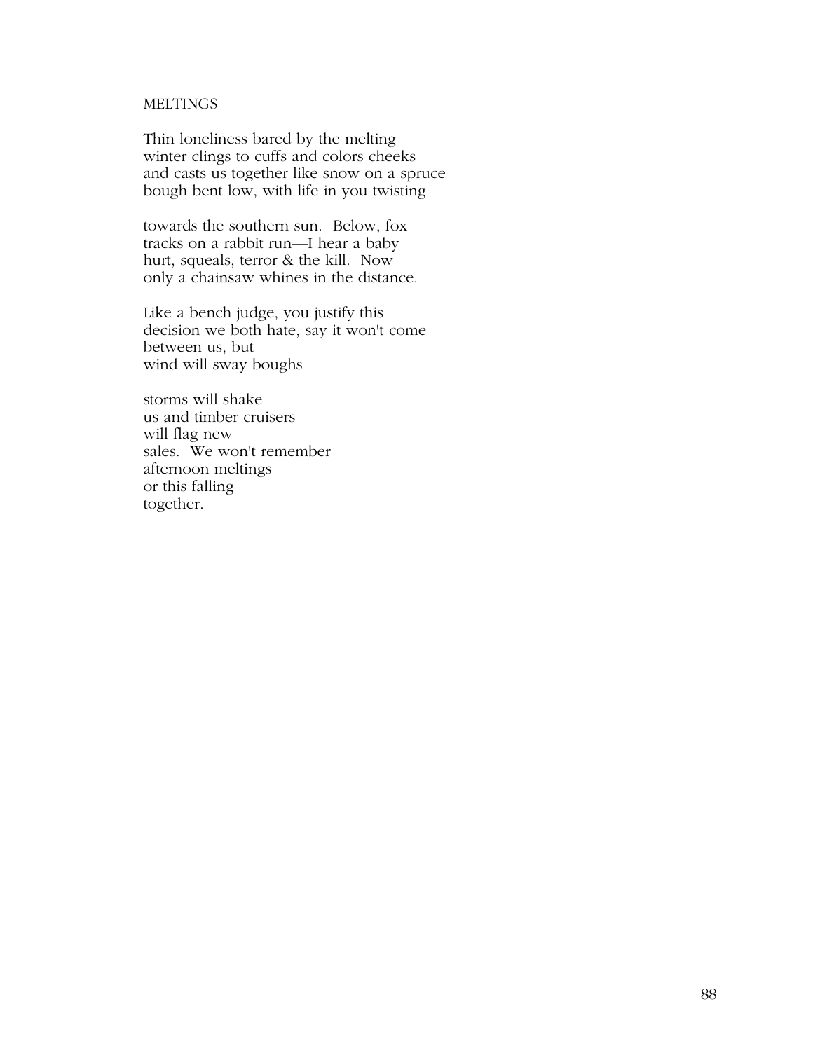MELTINGS

Thin loneliness bared by the melting  
winter clings to cuffs and colors cheeks  
and casts us together like snow on a spruce  
bough bent low, with life in you twisting

towards the southern sun.  Below, fox  
tracks on a rabbit run—I hear a baby  
hurt, squeals, terror & the kill.  Now  
only a chainsaw whines in the distance.

Like a bench judge, you justify this  
decision we both hate, say it won't come  
between us, but  
wind will sway boughs

storms will shake  
us and timber cruisers  
will flag new  
sales.  We won't remember  
afternoon meltings  
or this falling  
together.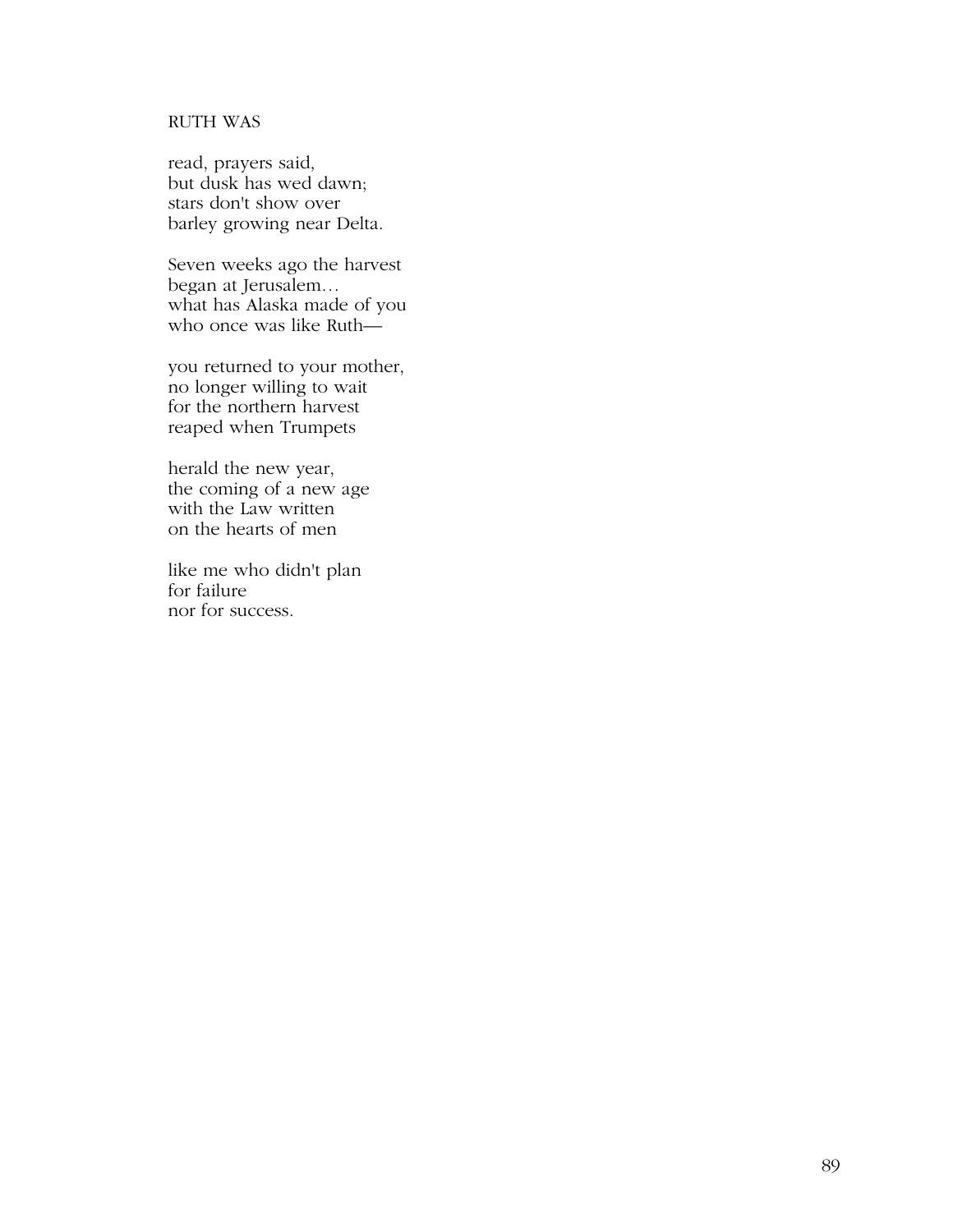RUTH WAS

read, prayers said,  
but dusk has wed dawn;  
stars don't show over  
barley growing near Delta.

Seven weeks ago the harvest  
began at Jerusalem…  
what has Alaska made of you  
who once was like Ruth—

you returned to your mother,  
no longer willing to wait  
for the northern harvest  
reaped when Trumpets

herald the new year,  
the coming of a new age  
with the Law written  
on the hearts of men

like me who didn't plan  
for failure  
nor for success.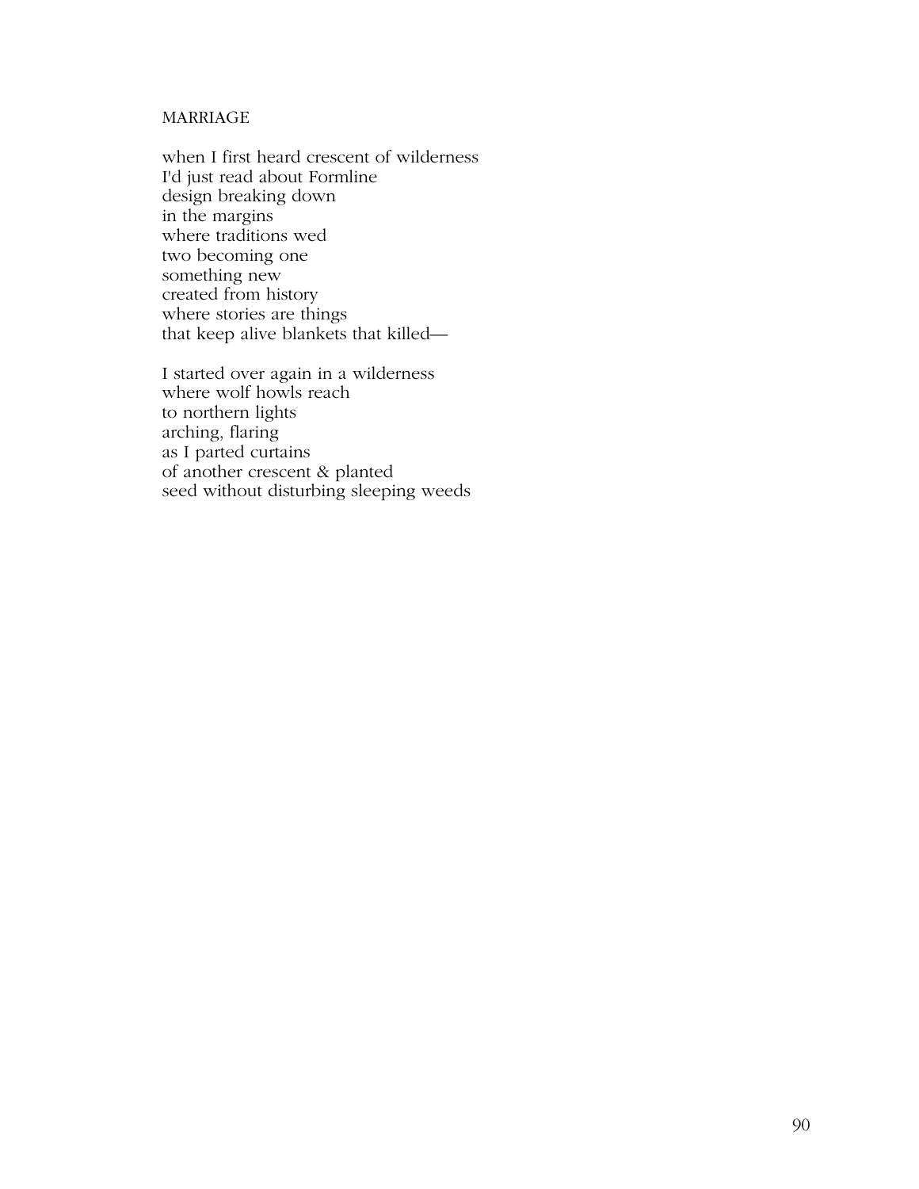## MARRIAGE

when I first heard crescent of wilderness  
I'd just read about Formline  
design breaking down  
in the margins  
where traditions wed  
two becoming one  
something new  
created from history  
where stories are things  
that keep alive blankets that killed—

I started over again in a wilderness  
where wolf howls reach  
to northern lights  
arching, flaring  
as I parted curtains  
of another crescent & planted  
seed without disturbing sleeping weeds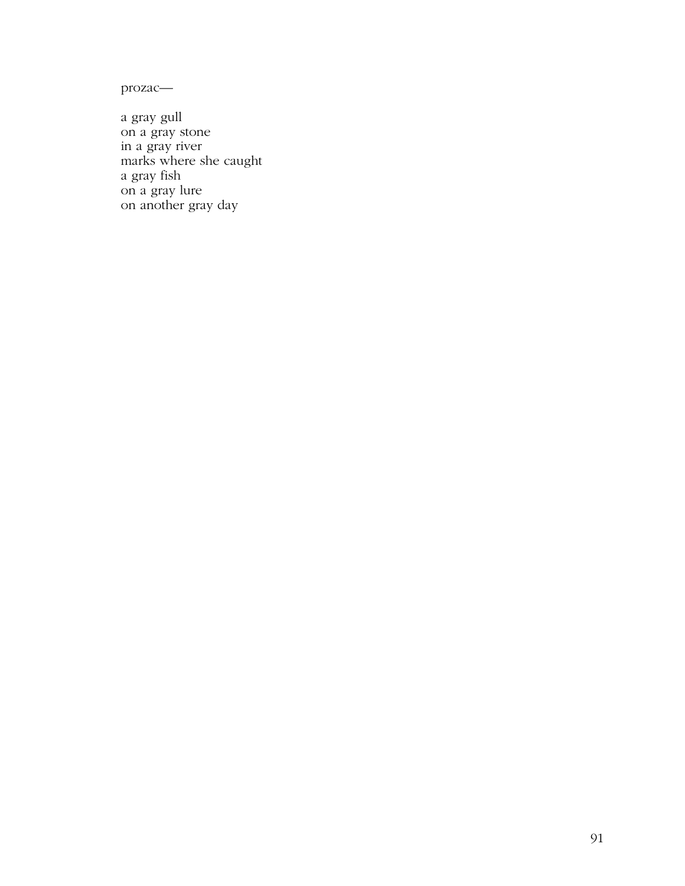prozac—

a gray gull  
on a gray stone  
in a gray river  
marks where she caught  
a gray fish  
on a gray lure  
on another gray day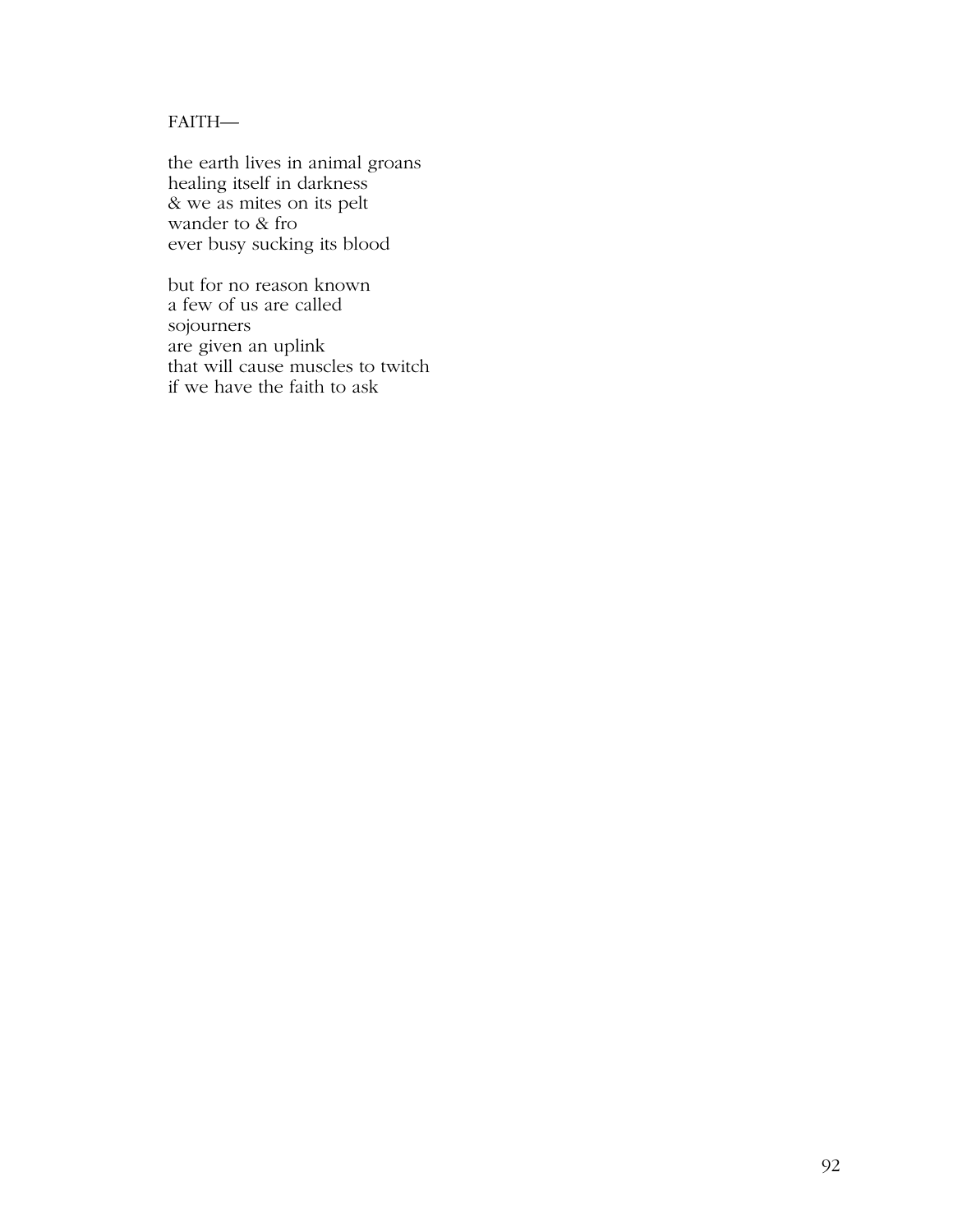FAITH—

the earth lives in animal groans  
healing itself in darkness  
& we as mites on its pelt  
wander to & fro  
ever busy sucking its blood

but for no reason known  
a few of us are called  
sojourners  
are given an uplink  
that will cause muscles to twitch  
if we have the faith to ask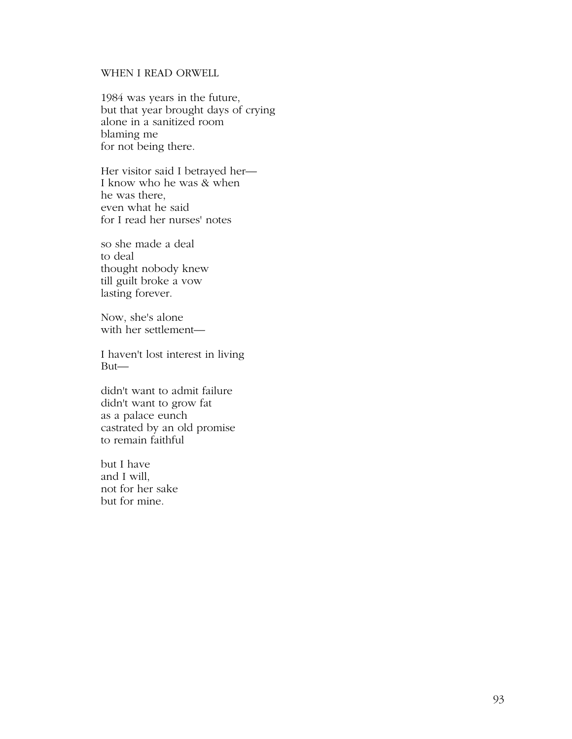WHEN I READ ORWELL

1984 was years in the future,  
but that year brought days of crying  
alone in a sanitized room  
blaming me  
for not being there.

Her visitor said I betrayed her—  
I know who he was & when  
he was there,  
even what he said  
for I read her nurses' notes

so she made a deal  
to deal  
thought nobody knew  
till guilt broke a vow  
lasting forever.

Now, she's alone  
with her settlement—

I haven't lost interest in living  
But—

didn't want to admit failure  
didn't want to grow fat  
as a palace eunch  
castrated by an old promise  
to remain faithful

but I have  
and I will,  
not for her sake  
but for mine.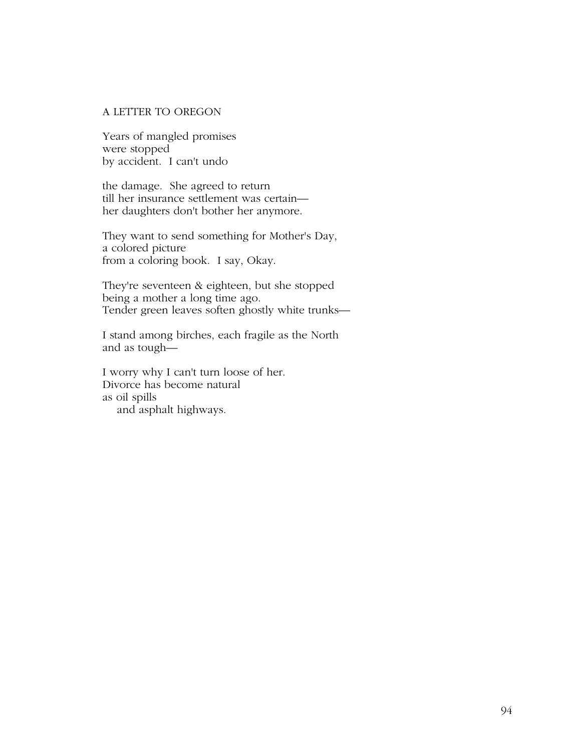## A LETTER TO OREGON

Years of mangled promises  
were stopped  
by accident.  I can't undo

the damage.  She agreed to return  
till her insurance settlement was certain—  
her daughters don't bother her anymore.

They want to send something for Mother's Day,  
a colored picture  
from a coloring book.  I say, Okay.

They're seventeen & eighteen, but she stopped  
being a mother a long time ago.  
Tender green leaves soften ghostly white trunks—

I stand among birches, each fragile as the North  
and as tough—

I worry why I can't turn loose of her.  
Divorce has become natural  
as oil spills  
&nbsp;&nbsp;&nbsp;&nbsp;and asphalt highways.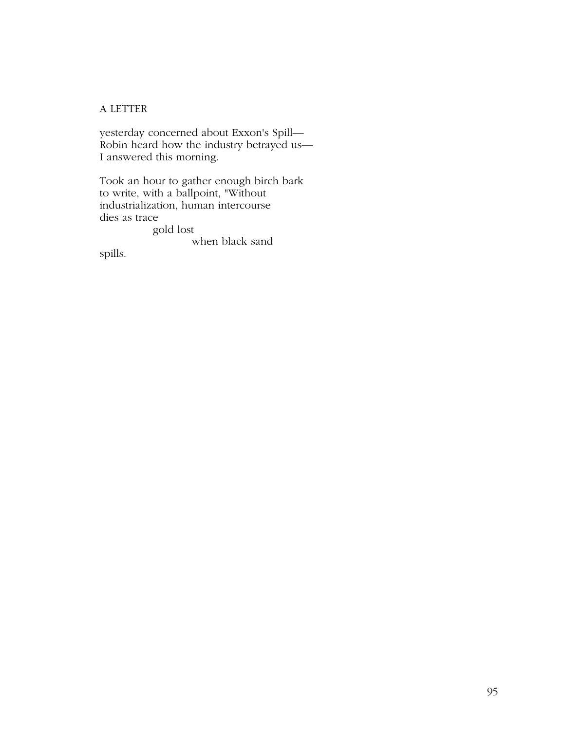## A LETTER

yesterday concerned about Exxon's Spill—
Robin heard how the industry betrayed us—
I answered this morning.

Took an hour to gather enough birch bark
to write, with a ballpoint, "Without
industrialization, human intercourse
dies as trace
&emsp;&emsp;&emsp;&emsp;gold lost
&emsp;&emsp;&emsp;&emsp;&emsp;&emsp;&emsp;when black sand
spills.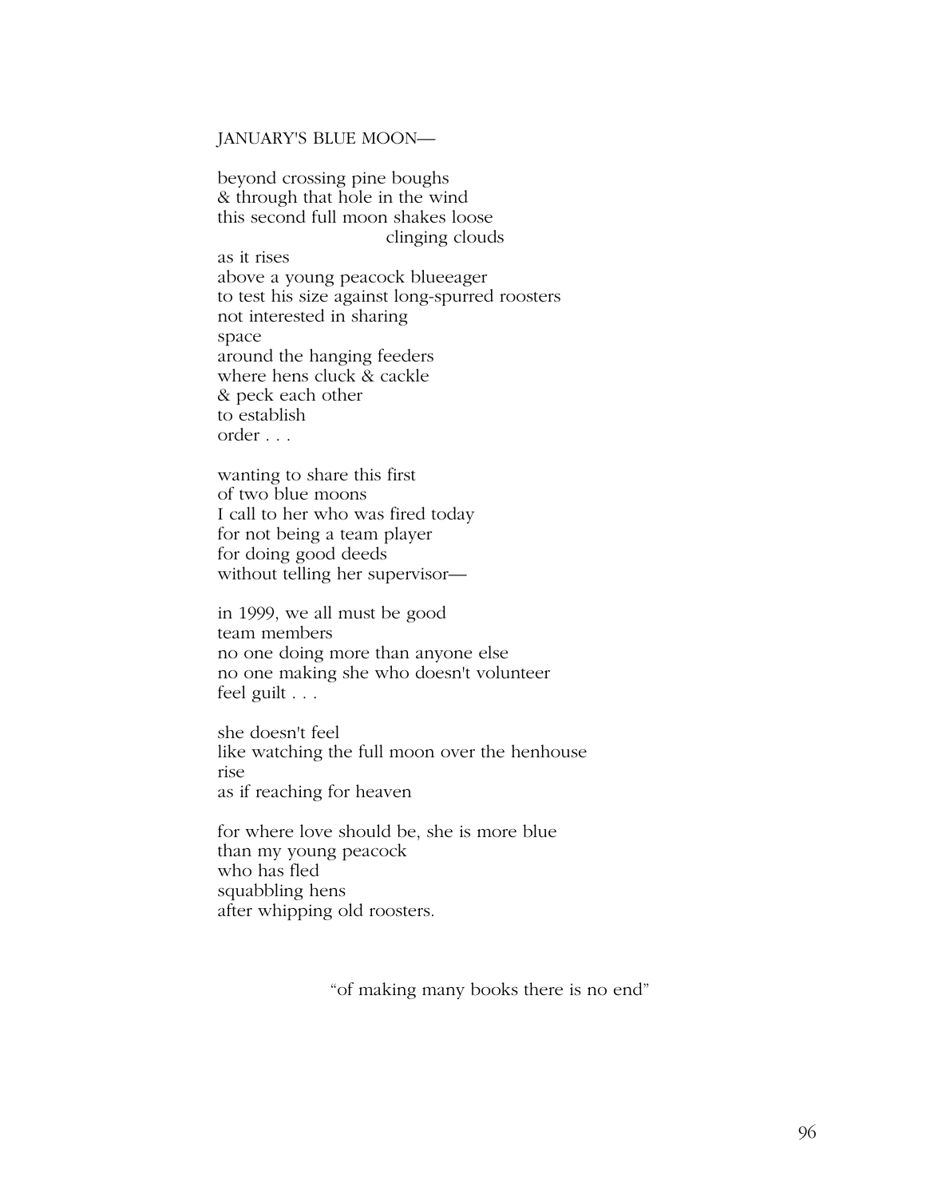JANUARY'S BLUE MOON—

beyond crossing pine boughs  
& through that hole in the wind  
this second full moon shakes loose  
                                        clinging clouds  
as it rises  
above a young peacock blueeager  
to test his size against long-spurred roosters  
not interested in sharing  
space  
around the hanging feeders  
where hens cluck & cackle  
& peck each other  
to establish  
order . . .

wanting to share this first  
of two blue moons  
I call to her who was fired today  
for not being a team player  
for doing good deeds  
without telling her supervisor—

in 1999, we all must be good  
team members  
no one doing more than anyone else  
no one making she who doesn't volunteer  
feel guilt . . .

she doesn't feel  
like watching the full moon over the henhouse  
rise  
as if reaching for heaven

for where love should be, she is more blue  
than my young peacock  
who has fled  
squabbling hens  
after whipping old roosters.

"of making many books there is no end"